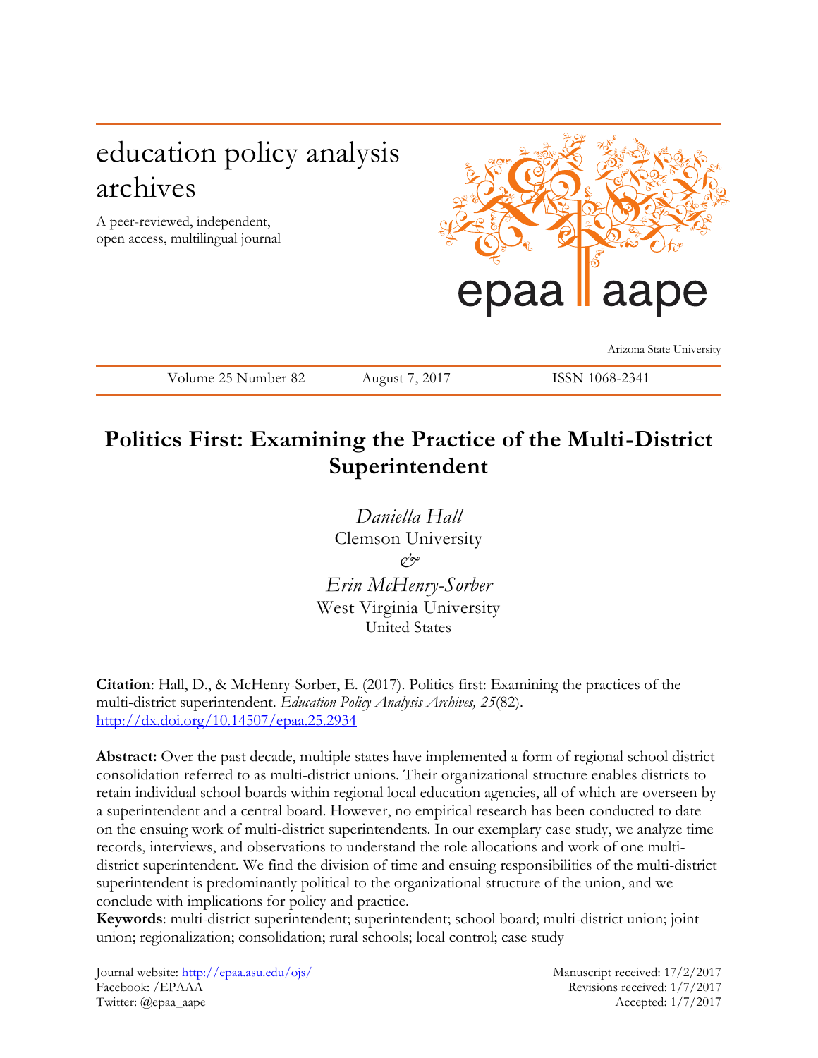education policy analysis archives

A peer-reviewed, independent, open access, multilingual journal

epaa aape

Arizona State University

Volume 25 Number 82 | August 7, 2017 | ISSN 1068-2341

# Politics First: Examining the Practice of the Multi-District Superintendent

*Daniella Hall*
Clemson University
*&*
*Erin McHenry-Sorber*
West Virginia University
United States

**Citation**: Hall, D., & McHenry-Sorber, E. (2017). Politics first: Examining the practices of the multi-district superintendent. *Education Policy Analysis Archives, 25*(82). http://dx.doi.org/10.14507/epaa.25.2934

**Abstract:** Over the past decade, multiple states have implemented a form of regional school district consolidation referred to as multi-district unions. Their organizational structure enables districts to retain individual school boards within regional local education agencies, all of which are overseen by a superintendent and a central board. However, no empirical research has been conducted to date on the ensuing work of multi-district superintendents. In our exemplary case study, we analyze time records, interviews, and observations to understand the role allocations and work of one multi-district superintendent. We find the division of time and ensuing responsibilities of the multi-district superintendent is predominantly political to the organizational structure of the union, and we conclude with implications for policy and practice.

**Keywords**: multi-district superintendent; superintendent; school board; multi-district union; joint union; regionalization; consolidation; rural schools; local control; case study

Journal website: http://epaa.asu.edu/ojs/
Facebook: /EPAAA
Twitter: @epaa_aape

Manuscript received: 17/2/2017
Revisions received: 1/7/2017
Accepted: 1/7/2017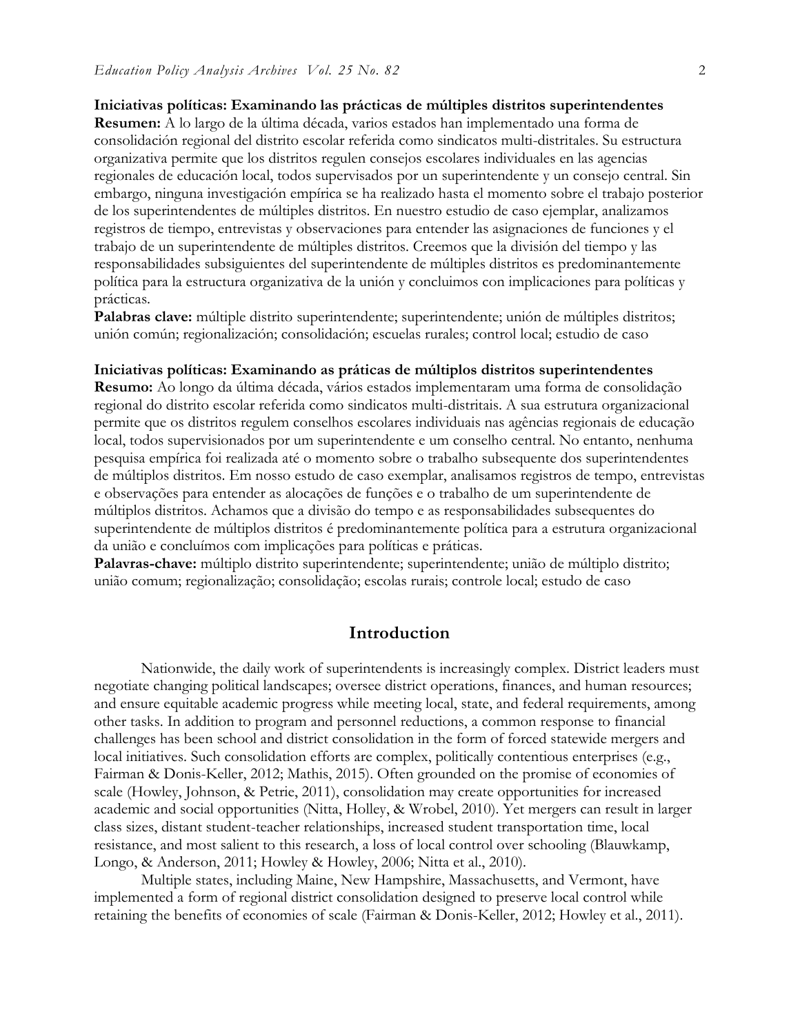**Iniciativas políticas: Examinando las prácticas de múltiples distritos superintendentes**
**Resumen:** A lo largo de la última década, varios estados han implementado una forma de consolidación regional del distrito escolar referida como sindicatos multi-distritales. Su estructura organizativa permite que los distritos regulen consejos escolares individuales en las agencias regionales de educación local, todos supervisados por un superintendente y un consejo central. Sin embargo, ninguna investigación empírica se ha realizado hasta el momento sobre el trabajo posterior de los superintendentes de múltiples distritos. En nuestro estudio de caso ejemplar, analizamos registros de tiempo, entrevistas y observaciones para entender las asignaciones de funciones y el trabajo de un superintendente de múltiples distritos. Creemos que la división del tiempo y las responsabilidades subsiguientes del superintendente de múltiples distritos es predominantemente política para la estructura organizativa de la unión y concluimos con implicaciones para políticas y prácticas.
**Palabras clave:** múltiple distrito superintendente; superintendente; unión de múltiples distritos; unión común; regionalización; consolidación; escuelas rurales; control local; estudio de caso

**Iniciativas políticas: Examinando as práticas de múltiplos distritos superintendentes**
**Resumo:** Ao longo da última década, vários estados implementaram uma forma de consolidação regional do distrito escolar referida como sindicatos multi-distritais. A sua estrutura organizacional permite que os distritos regulem conselhos escolares individuais nas agências regionais de educação local, todos supervisionados por um superintendente e um conselho central. No entanto, nenhuma pesquisa empírica foi realizada até o momento sobre o trabalho subsequente dos superintendentes de múltiplos distritos. Em nosso estudo de caso exemplar, analisamos registros de tempo, entrevistas e observações para entender as alocações de funções e o trabalho de um superintendente de múltiplos distritos. Achamos que a divisão do tempo e as responsabilidades subsequentes do superintendente de múltiplos distritos é predominantemente política para a estrutura organizacional da união e concluímos com implicações para políticas e práticas.
**Palavras-chave:** múltiplo distrito superintendente; superintendente; união de múltiplo distrito; união comum; regionalização; consolidação; escolas rurais; controle local; estudo de caso

## Introduction

Nationwide, the daily work of superintendents is increasingly complex. District leaders must negotiate changing political landscapes; oversee district operations, finances, and human resources; and ensure equitable academic progress while meeting local, state, and federal requirements, among other tasks. In addition to program and personnel reductions, a common response to financial challenges has been school and district consolidation in the form of forced statewide mergers and local initiatives. Such consolidation efforts are complex, politically contentious enterprises (e.g., Fairman & Donis-Keller, 2012; Mathis, 2015). Often grounded on the promise of economies of scale (Howley, Johnson, & Petrie, 2011), consolidation may create opportunities for increased academic and social opportunities (Nitta, Holley, & Wrobel, 2010). Yet mergers can result in larger class sizes, distant student-teacher relationships, increased student transportation time, local resistance, and most salient to this research, a loss of local control over schooling (Blauwkamp, Longo, & Anderson, 2011; Howley & Howley, 2006; Nitta et al., 2010).

Multiple states, including Maine, New Hampshire, Massachusetts, and Vermont, have implemented a form of regional district consolidation designed to preserve local control while retaining the benefits of economies of scale (Fairman & Donis-Keller, 2012; Howley et al., 2011).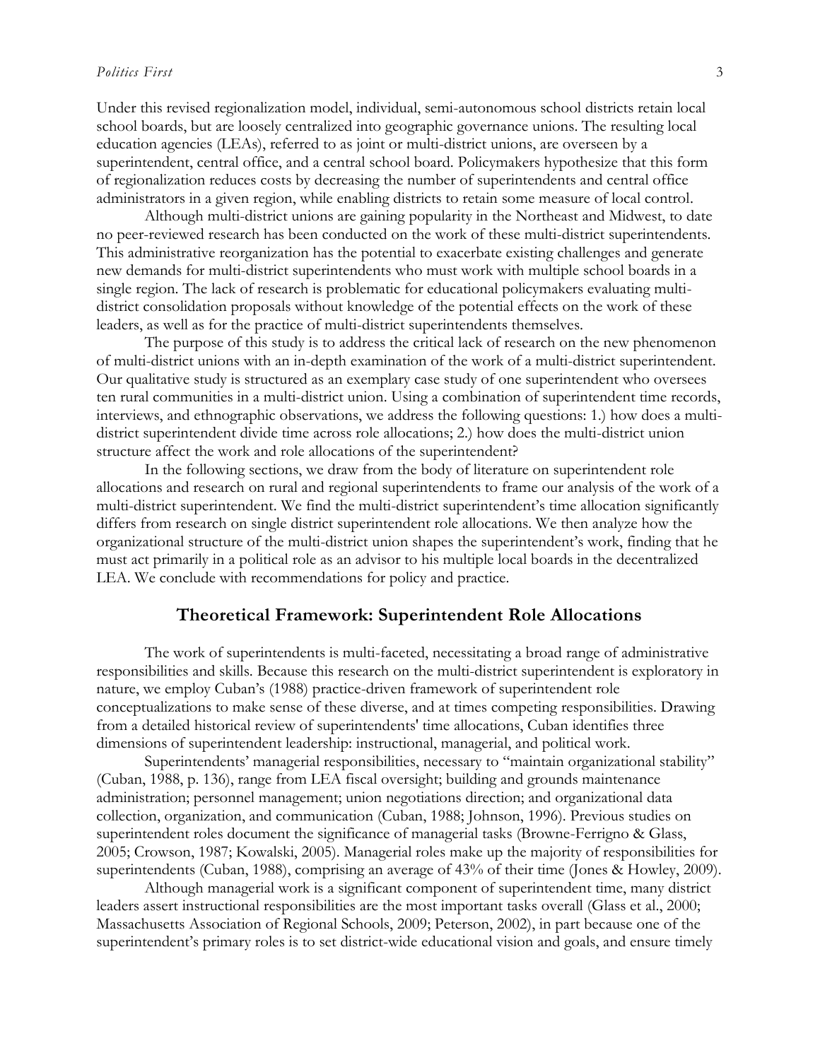Under this revised regionalization model, individual, semi-autonomous school districts retain local school boards, but are loosely centralized into geographic governance unions. The resulting local education agencies (LEAs), referred to as joint or multi-district unions, are overseen by a superintendent, central office, and a central school board. Policymakers hypothesize that this form of regionalization reduces costs by decreasing the number of superintendents and central office administrators in a given region, while enabling districts to retain some measure of local control.

Although multi-district unions are gaining popularity in the Northeast and Midwest, to date no peer-reviewed research has been conducted on the work of these multi-district superintendents. This administrative reorganization has the potential to exacerbate existing challenges and generate new demands for multi-district superintendents who must work with multiple school boards in a single region. The lack of research is problematic for educational policymakers evaluating multi-district consolidation proposals without knowledge of the potential effects on the work of these leaders, as well as for the practice of multi-district superintendents themselves.

The purpose of this study is to address the critical lack of research on the new phenomenon of multi-district unions with an in-depth examination of the work of a multi-district superintendent. Our qualitative study is structured as an exemplary case study of one superintendent who oversees ten rural communities in a multi-district union. Using a combination of superintendent time records, interviews, and ethnographic observations, we address the following questions: 1.) how does a multi-district superintendent divide time across role allocations; 2.) how does the multi-district union structure affect the work and role allocations of the superintendent?

In the following sections, we draw from the body of literature on superintendent role allocations and research on rural and regional superintendents to frame our analysis of the work of a multi-district superintendent. We find the multi-district superintendent's time allocation significantly differs from research on single district superintendent role allocations. We then analyze how the organizational structure of the multi-district union shapes the superintendent's work, finding that he must act primarily in a political role as an advisor to his multiple local boards in the decentralized LEA. We conclude with recommendations for policy and practice.

## Theoretical Framework: Superintendent Role Allocations

The work of superintendents is multi-faceted, necessitating a broad range of administrative responsibilities and skills. Because this research on the multi-district superintendent is exploratory in nature, we employ Cuban's (1988) practice-driven framework of superintendent role conceptualizations to make sense of these diverse, and at times competing responsibilities. Drawing from a detailed historical review of superintendents' time allocations, Cuban identifies three dimensions of superintendent leadership: instructional, managerial, and political work.

Superintendents' managerial responsibilities, necessary to "maintain organizational stability" (Cuban, 1988, p. 136), range from LEA fiscal oversight; building and grounds maintenance administration; personnel management; union negotiations direction; and organizational data collection, organization, and communication (Cuban, 1988; Johnson, 1996). Previous studies on superintendent roles document the significance of managerial tasks (Browne-Ferrigno & Glass, 2005; Crowson, 1987; Kowalski, 2005). Managerial roles make up the majority of responsibilities for superintendents (Cuban, 1988), comprising an average of 43% of their time (Jones & Howley, 2009).

Although managerial work is a significant component of superintendent time, many district leaders assert instructional responsibilities are the most important tasks overall (Glass et al., 2000; Massachusetts Association of Regional Schools, 2009; Peterson, 2002), in part because one of the superintendent's primary roles is to set district-wide educational vision and goals, and ensure timely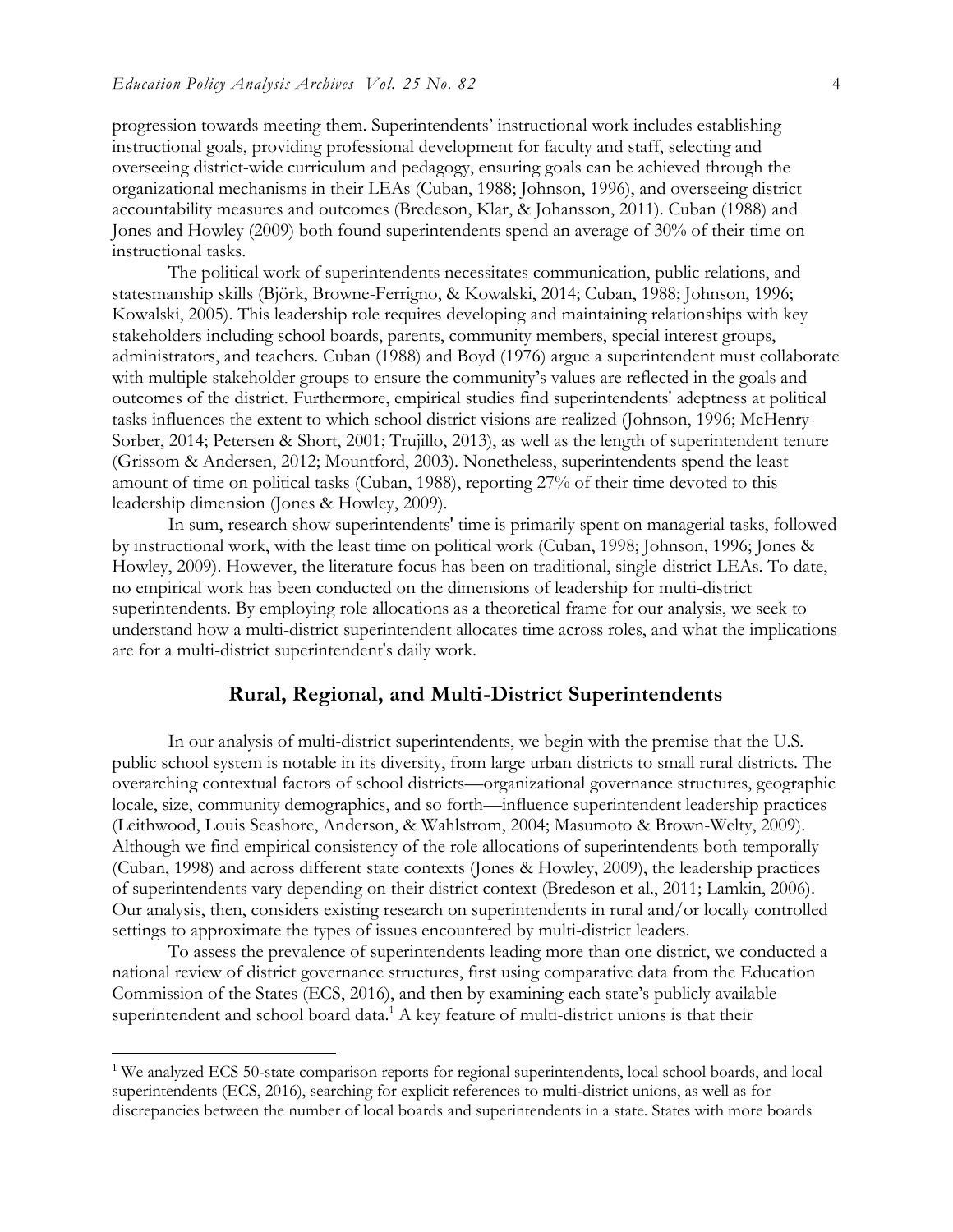progression towards meeting them. Superintendents' instructional work includes establishing instructional goals, providing professional development for faculty and staff, selecting and overseeing district-wide curriculum and pedagogy, ensuring goals can be achieved through the organizational mechanisms in their LEAs (Cuban, 1988; Johnson, 1996), and overseeing district accountability measures and outcomes (Bredeson, Klar, & Johansson, 2011). Cuban (1988) and Jones and Howley (2009) both found superintendents spend an average of 30% of their time on instructional tasks.

The political work of superintendents necessitates communication, public relations, and statesmanship skills (Björk, Browne-Ferrigno, & Kowalski, 2014; Cuban, 1988; Johnson, 1996; Kowalski, 2005). This leadership role requires developing and maintaining relationships with key stakeholders including school boards, parents, community members, special interest groups, administrators, and teachers. Cuban (1988) and Boyd (1976) argue a superintendent must collaborate with multiple stakeholder groups to ensure the community's values are reflected in the goals and outcomes of the district. Furthermore, empirical studies find superintendents' adeptness at political tasks influences the extent to which school district visions are realized (Johnson, 1996; McHenry-Sorber, 2014; Petersen & Short, 2001; Trujillo, 2013), as well as the length of superintendent tenure (Grissom & Andersen, 2012; Mountford, 2003). Nonetheless, superintendents spend the least amount of time on political tasks (Cuban, 1988), reporting 27% of their time devoted to this leadership dimension (Jones & Howley, 2009).

In sum, research show superintendents' time is primarily spent on managerial tasks, followed by instructional work, with the least time on political work (Cuban, 1998; Johnson, 1996; Jones & Howley, 2009). However, the literature focus has been on traditional, single-district LEAs. To date, no empirical work has been conducted on the dimensions of leadership for multi-district superintendents. By employing role allocations as a theoretical frame for our analysis, we seek to understand how a multi-district superintendent allocates time across roles, and what the implications are for a multi-district superintendent's daily work.

## Rural, Regional, and Multi-District Superintendents

In our analysis of multi-district superintendents, we begin with the premise that the U.S. public school system is notable in its diversity, from large urban districts to small rural districts. The overarching contextual factors of school districts—organizational governance structures, geographic locale, size, community demographics, and so forth—influence superintendent leadership practices (Leithwood, Louis Seashore, Anderson, & Wahlstrom, 2004; Masumoto & Brown-Welty, 2009). Although we find empirical consistency of the role allocations of superintendents both temporally (Cuban, 1998) and across different state contexts (Jones & Howley, 2009), the leadership practices of superintendents vary depending on their district context (Bredeson et al., 2011; Lamkin, 2006). Our analysis, then, considers existing research on superintendents in rural and/or locally controlled settings to approximate the types of issues encountered by multi-district leaders.

To assess the prevalence of superintendents leading more than one district, we conducted a national review of district governance structures, first using comparative data from the Education Commission of the States (ECS, 2016), and then by examining each state's publicly available superintendent and school board data.[1] A key feature of multi-district unions is that their

[1] We analyzed ECS 50-state comparison reports for regional superintendents, local school boards, and local superintendents (ECS, 2016), searching for explicit references to multi-district unions, as well as for discrepancies between the number of local boards and superintendents in a state. States with more boards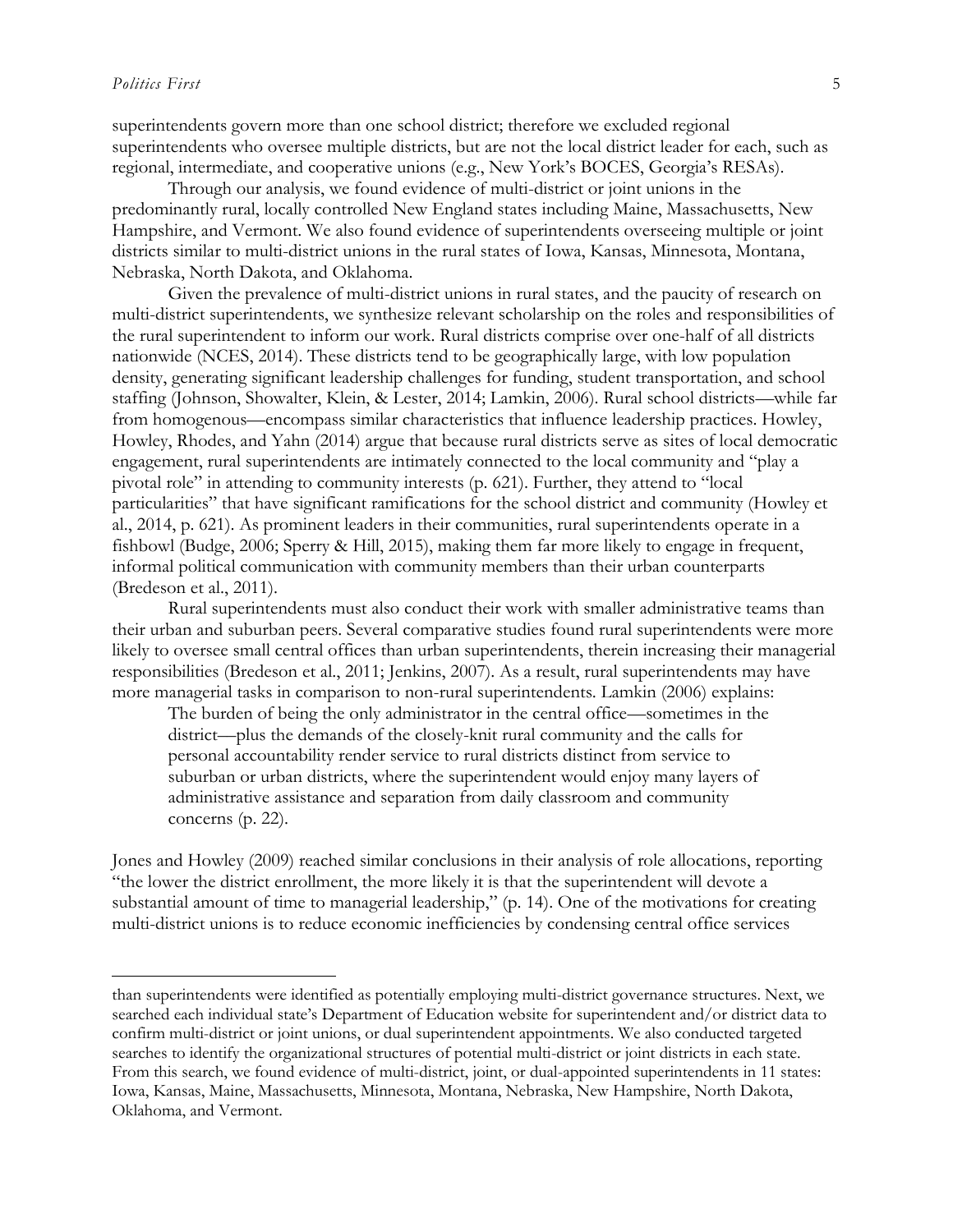superintendents govern more than one school district; therefore we excluded regional superintendents who oversee multiple districts, but are not the local district leader for each, such as regional, intermediate, and cooperative unions (e.g., New York's BOCES, Georgia's RESAs).

Through our analysis, we found evidence of multi-district or joint unions in the predominantly rural, locally controlled New England states including Maine, Massachusetts, New Hampshire, and Vermont. We also found evidence of superintendents overseeing multiple or joint districts similar to multi-district unions in the rural states of Iowa, Kansas, Minnesota, Montana, Nebraska, North Dakota, and Oklahoma.

Given the prevalence of multi-district unions in rural states, and the paucity of research on multi-district superintendents, we synthesize relevant scholarship on the roles and responsibilities of the rural superintendent to inform our work. Rural districts comprise over one-half of all districts nationwide (NCES, 2014). These districts tend to be geographically large, with low population density, generating significant leadership challenges for funding, student transportation, and school staffing (Johnson, Showalter, Klein, & Lester, 2014; Lamkin, 2006). Rural school districts—while far from homogenous—encompass similar characteristics that influence leadership practices. Howley, Howley, Rhodes, and Yahn (2014) argue that because rural districts serve as sites of local democratic engagement, rural superintendents are intimately connected to the local community and "play a pivotal role" in attending to community interests (p. 621). Further, they attend to "local particularities" that have significant ramifications for the school district and community (Howley et al., 2014, p. 621). As prominent leaders in their communities, rural superintendents operate in a fishbowl (Budge, 2006; Sperry & Hill, 2015), making them far more likely to engage in frequent, informal political communication with community members than their urban counterparts (Bredeson et al., 2011).

Rural superintendents must also conduct their work with smaller administrative teams than their urban and suburban peers. Several comparative studies found rural superintendents were more likely to oversee small central offices than urban superintendents, therein increasing their managerial responsibilities (Bredeson et al., 2011; Jenkins, 2007). As a result, rural superintendents may have more managerial tasks in comparison to non-rural superintendents. Lamkin (2006) explains:

> The burden of being the only administrator in the central office—sometimes in the district—plus the demands of the closely-knit rural community and the calls for personal accountability render service to rural districts distinct from service to suburban or urban districts, where the superintendent would enjoy many layers of administrative assistance and separation from daily classroom and community concerns (p. 22).

Jones and Howley (2009) reached similar conclusions in their analysis of role allocations, reporting "the lower the district enrollment, the more likely it is that the superintendent will devote a substantial amount of time to managerial leadership," (p. 14). One of the motivations for creating multi-district unions is to reduce economic inefficiencies by condensing central office services

---

than superintendents were identified as potentially employing multi-district governance structures. Next, we searched each individual state's Department of Education website for superintendent and/or district data to confirm multi-district or joint unions, or dual superintendent appointments. We also conducted targeted searches to identify the organizational structures of potential multi-district or joint districts in each state. From this search, we found evidence of multi-district, joint, or dual-appointed superintendents in 11 states: Iowa, Kansas, Maine, Massachusetts, Minnesota, Montana, Nebraska, New Hampshire, North Dakota, Oklahoma, and Vermont.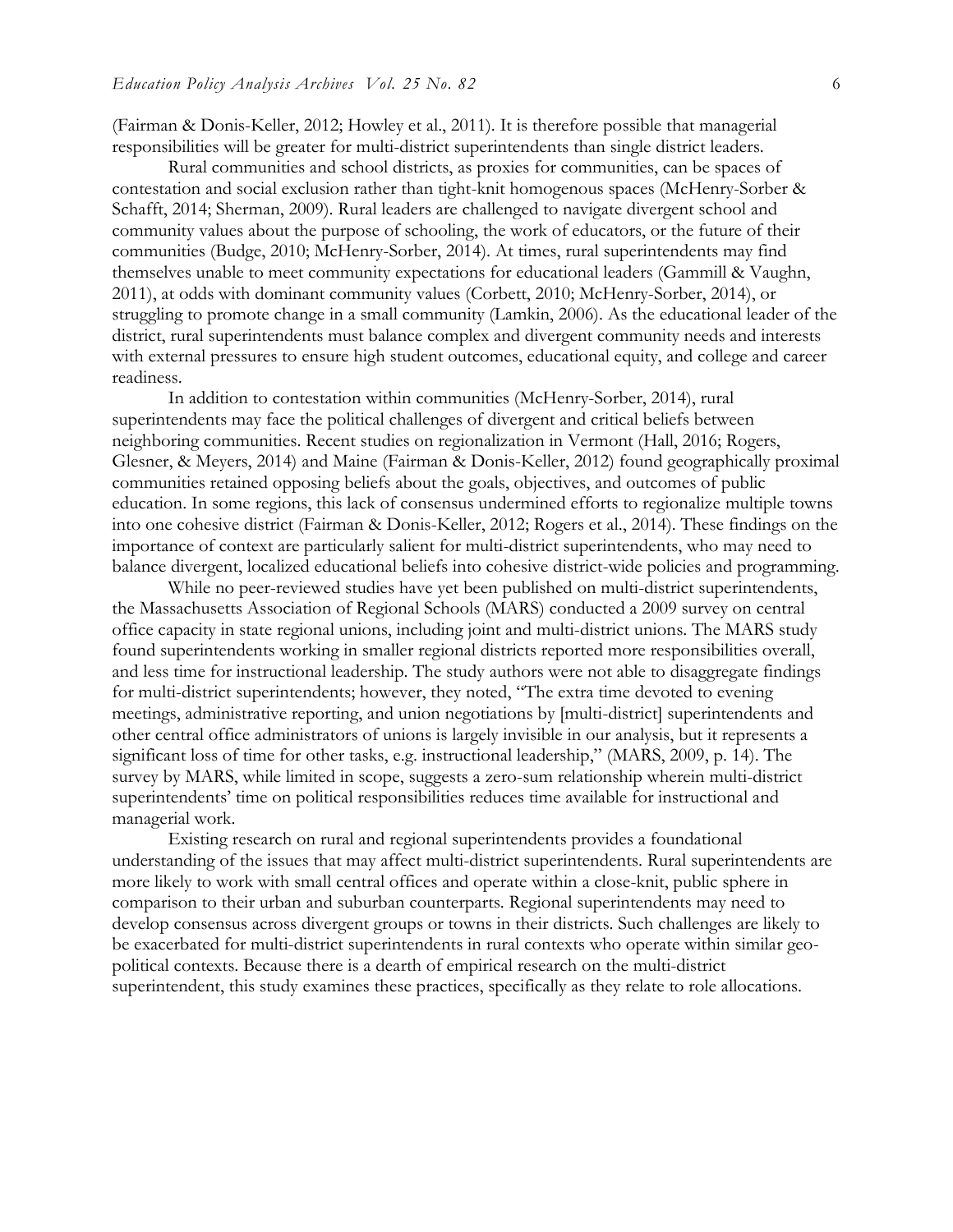(Fairman & Donis-Keller, 2012; Howley et al., 2011). It is therefore possible that managerial responsibilities will be greater for multi-district superintendents than single district leaders.

Rural communities and school districts, as proxies for communities, can be spaces of contestation and social exclusion rather than tight-knit homogenous spaces (McHenry-Sorber & Schafft, 2014; Sherman, 2009). Rural leaders are challenged to navigate divergent school and community values about the purpose of schooling, the work of educators, or the future of their communities (Budge, 2010; McHenry-Sorber, 2014). At times, rural superintendents may find themselves unable to meet community expectations for educational leaders (Gammill & Vaughn, 2011), at odds with dominant community values (Corbett, 2010; McHenry-Sorber, 2014), or struggling to promote change in a small community (Lamkin, 2006). As the educational leader of the district, rural superintendents must balance complex and divergent community needs and interests with external pressures to ensure high student outcomes, educational equity, and college and career readiness.

In addition to contestation within communities (McHenry-Sorber, 2014), rural superintendents may face the political challenges of divergent and critical beliefs between neighboring communities. Recent studies on regionalization in Vermont (Hall, 2016; Rogers, Glesner, & Meyers, 2014) and Maine (Fairman & Donis-Keller, 2012) found geographically proximal communities retained opposing beliefs about the goals, objectives, and outcomes of public education. In some regions, this lack of consensus undermined efforts to regionalize multiple towns into one cohesive district (Fairman & Donis-Keller, 2012; Rogers et al., 2014). These findings on the importance of context are particularly salient for multi-district superintendents, who may need to balance divergent, localized educational beliefs into cohesive district-wide policies and programming.

While no peer-reviewed studies have yet been published on multi-district superintendents, the Massachusetts Association of Regional Schools (MARS) conducted a 2009 survey on central office capacity in state regional unions, including joint and multi-district unions. The MARS study found superintendents working in smaller regional districts reported more responsibilities overall, and less time for instructional leadership. The study authors were not able to disaggregate findings for multi-district superintendents; however, they noted, "The extra time devoted to evening meetings, administrative reporting, and union negotiations by [multi-district] superintendents and other central office administrators of unions is largely invisible in our analysis, but it represents a significant loss of time for other tasks, e.g. instructional leadership," (MARS, 2009, p. 14). The survey by MARS, while limited in scope, suggests a zero-sum relationship wherein multi-district superintendents' time on political responsibilities reduces time available for instructional and managerial work.

Existing research on rural and regional superintendents provides a foundational understanding of the issues that may affect multi-district superintendents. Rural superintendents are more likely to work with small central offices and operate within a close-knit, public sphere in comparison to their urban and suburban counterparts. Regional superintendents may need to develop consensus across divergent groups or towns in their districts. Such challenges are likely to be exacerbated for multi-district superintendents in rural contexts who operate within similar geo-political contexts. Because there is a dearth of empirical research on the multi-district superintendent, this study examines these practices, specifically as they relate to role allocations.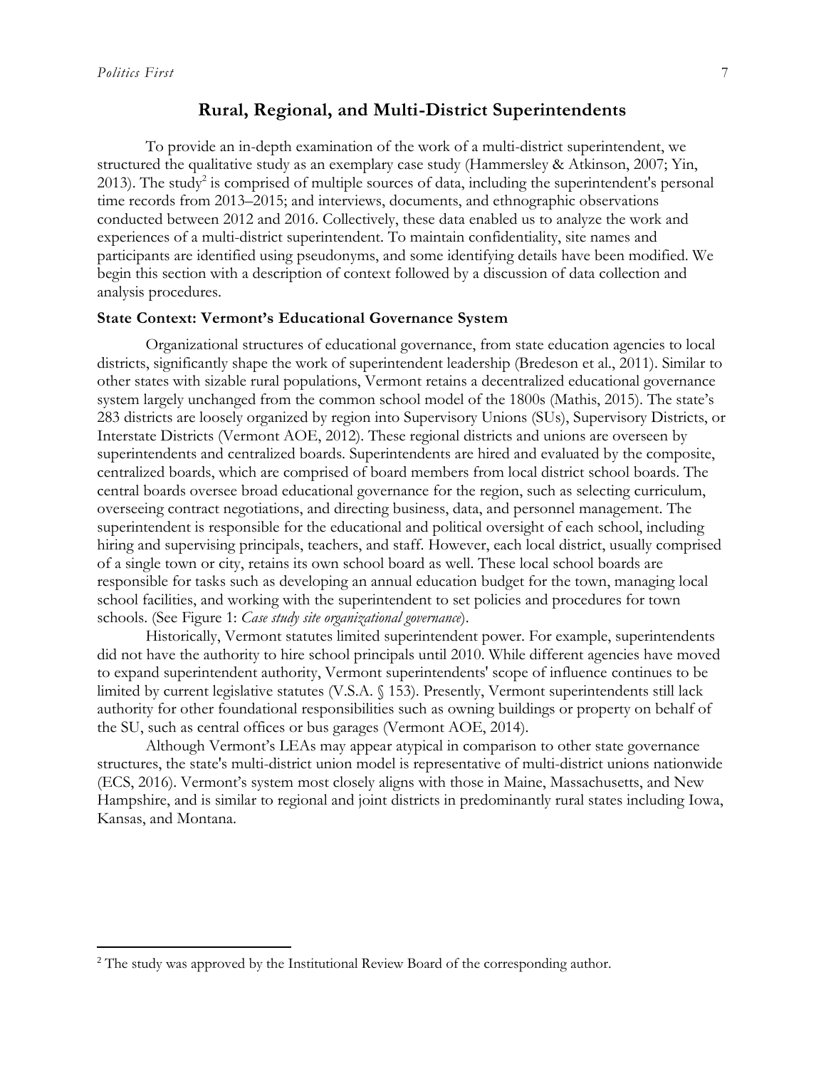## Rural, Regional, and Multi-District Superintendents

To provide an in-depth examination of the work of a multi-district superintendent, we structured the qualitative study as an exemplary case study (Hammersley & Atkinson, 2007; Yin, 2013). The study[2] is comprised of multiple sources of data, including the superintendent's personal time records from 2013–2015; and interviews, documents, and ethnographic observations conducted between 2012 and 2016. Collectively, these data enabled us to analyze the work and experiences of a multi-district superintendent. To maintain confidentiality, site names and participants are identified using pseudonyms, and some identifying details have been modified. We begin this section with a description of context followed by a discussion of data collection and analysis procedures.

### State Context: Vermont's Educational Governance System

Organizational structures of educational governance, from state education agencies to local districts, significantly shape the work of superintendent leadership (Bredeson et al., 2011). Similar to other states with sizable rural populations, Vermont retains a decentralized educational governance system largely unchanged from the common school model of the 1800s (Mathis, 2015). The state's 283 districts are loosely organized by region into Supervisory Unions (SUs), Supervisory Districts, or Interstate Districts (Vermont AOE, 2012). These regional districts and unions are overseen by superintendents and centralized boards. Superintendents are hired and evaluated by the composite, centralized boards, which are comprised of board members from local district school boards. The central boards oversee broad educational governance for the region, such as selecting curriculum, overseeing contract negotiations, and directing business, data, and personnel management. The superintendent is responsible for the educational and political oversight of each school, including hiring and supervising principals, teachers, and staff. However, each local district, usually comprised of a single town or city, retains its own school board as well. These local school boards are responsible for tasks such as developing an annual education budget for the town, managing local school facilities, and working with the superintendent to set policies and procedures for town schools. (See Figure 1: *Case study site organizational governance*).

Historically, Vermont statutes limited superintendent power. For example, superintendents did not have the authority to hire school principals until 2010. While different agencies have moved to expand superintendent authority, Vermont superintendents' scope of influence continues to be limited by current legislative statutes (V.S.A. § 153). Presently, Vermont superintendents still lack authority for other foundational responsibilities such as owning buildings or property on behalf of the SU, such as central offices or bus garages (Vermont AOE, 2014).

Although Vermont's LEAs may appear atypical in comparison to other state governance structures, the state's multi-district union model is representative of multi-district unions nationwide (ECS, 2016). Vermont's system most closely aligns with those in Maine, Massachusetts, and New Hampshire, and is similar to regional and joint districts in predominantly rural states including Iowa, Kansas, and Montana.

---

[2] The study was approved by the Institutional Review Board of the corresponding author.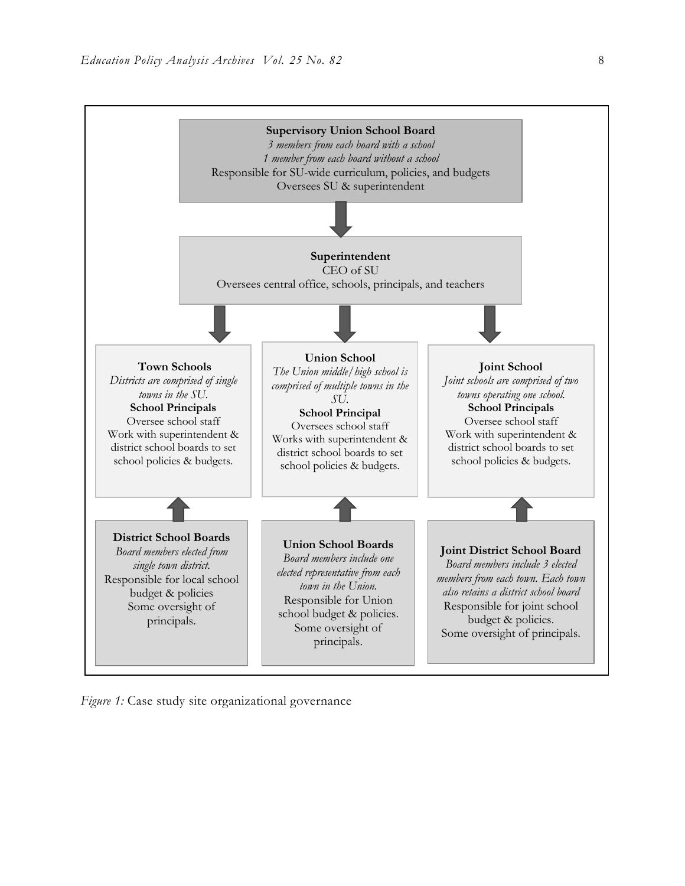**Supervisory Union School Board**
*3 members from each board with a school*
*1 member from each board without a school*
Responsible for SU-wide curriculum, policies, and budgets
Oversees SU & superintendent

**Superintendent**
CEO of SU
Oversees central office, schools, principals, and teachers

**Town Schools**
*Districts are comprised of single towns in the SU.*
**School Principals**
Oversee school staff
Work with superintendent & district school boards to set school policies & budgets.

**Union School**
*The Union middle/high school is comprised of multiple towns in the SU.*
**School Principal**
Oversees school staff
Works with superintendent & district school boards to set school policies & budgets.

**Joint School**
*Joint schools are comprised of two towns operating one school.*
**School Principals**
Oversee school staff
Work with superintendent & district school boards to set school policies & budgets.

**District School Boards**
*Board members elected from single town district.*
Responsible for local school budget & policies
Some oversight of principals.

**Union School Boards**
*Board members include one elected representative from each town in the Union.*
Responsible for Union school budget & policies.
Some oversight of principals.

**Joint District School Board**
*Board members include 3 elected members from each town. Each town also retains a district school board*
Responsible for joint school budget & policies.
Some oversight of principals.

*Figure 1:* Case study site organizational governance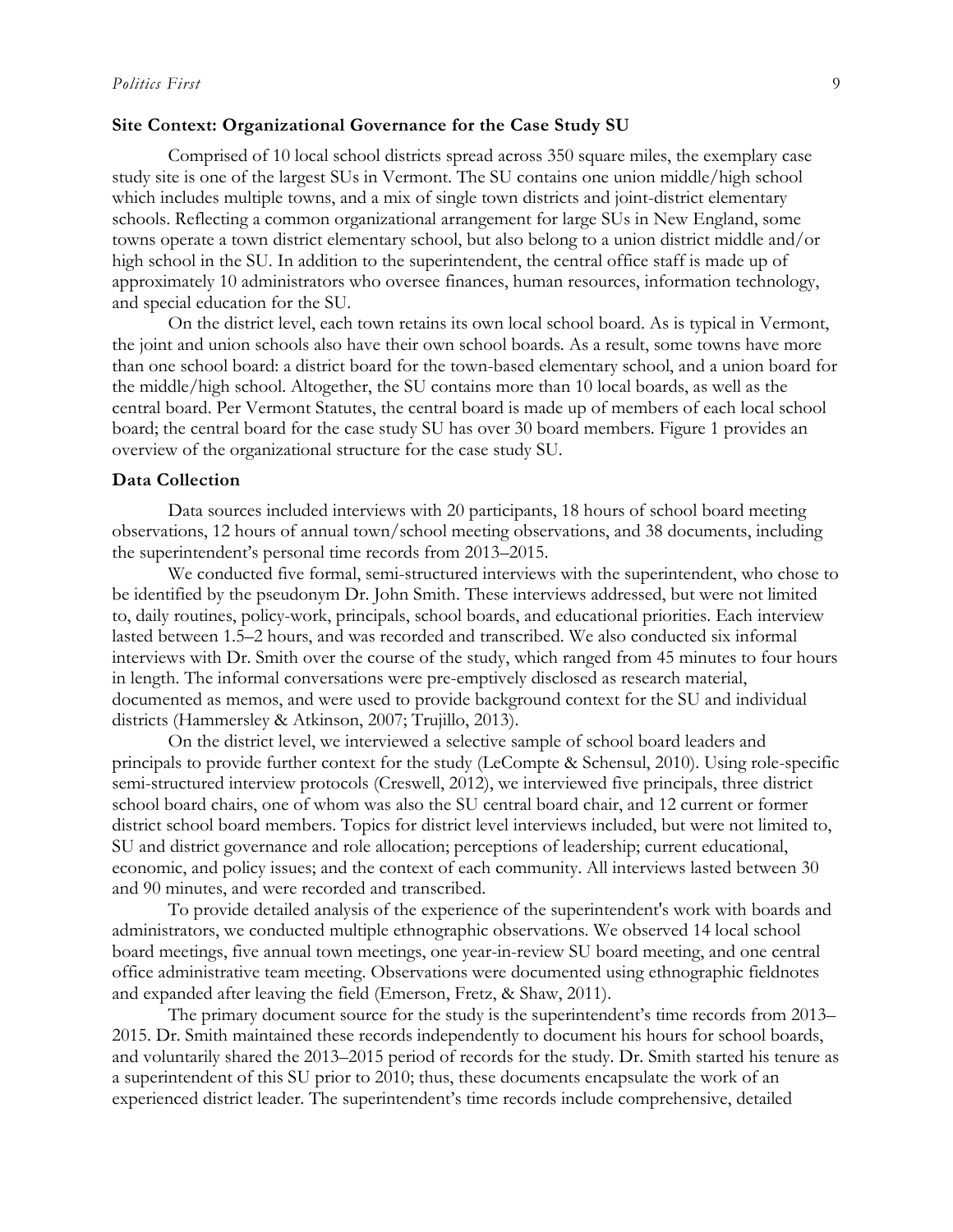### Site Context: Organizational Governance for the Case Study SU

Comprised of 10 local school districts spread across 350 square miles, the exemplary case study site is one of the largest SUs in Vermont. The SU contains one union middle/high school which includes multiple towns, and a mix of single town districts and joint-district elementary schools. Reflecting a common organizational arrangement for large SUs in New England, some towns operate a town district elementary school, but also belong to a union district middle and/or high school in the SU. In addition to the superintendent, the central office staff is made up of approximately 10 administrators who oversee finances, human resources, information technology, and special education for the SU.

On the district level, each town retains its own local school board. As is typical in Vermont, the joint and union schools also have their own school boards. As a result, some towns have more than one school board: a district board for the town-based elementary school, and a union board for the middle/high school. Altogether, the SU contains more than 10 local boards, as well as the central board. Per Vermont Statutes, the central board is made up of members of each local school board; the central board for the case study SU has over 30 board members. Figure 1 provides an overview of the organizational structure for the case study SU.

### Data Collection

Data sources included interviews with 20 participants, 18 hours of school board meeting observations, 12 hours of annual town/school meeting observations, and 38 documents, including the superintendent's personal time records from 2013–2015.

We conducted five formal, semi-structured interviews with the superintendent, who chose to be identified by the pseudonym Dr. John Smith. These interviews addressed, but were not limited to, daily routines, policy-work, principals, school boards, and educational priorities. Each interview lasted between 1.5–2 hours, and was recorded and transcribed. We also conducted six informal interviews with Dr. Smith over the course of the study, which ranged from 45 minutes to four hours in length. The informal conversations were pre-emptively disclosed as research material, documented as memos, and were used to provide background context for the SU and individual districts (Hammersley & Atkinson, 2007; Trujillo, 2013).

On the district level, we interviewed a selective sample of school board leaders and principals to provide further context for the study (LeCompte & Schensul, 2010). Using role-specific semi-structured interview protocols (Creswell, 2012), we interviewed five principals, three district school board chairs, one of whom was also the SU central board chair, and 12 current or former district school board members. Topics for district level interviews included, but were not limited to, SU and district governance and role allocation; perceptions of leadership; current educational, economic, and policy issues; and the context of each community. All interviews lasted between 30 and 90 minutes, and were recorded and transcribed.

To provide detailed analysis of the experience of the superintendent's work with boards and administrators, we conducted multiple ethnographic observations. We observed 14 local school board meetings, five annual town meetings, one year-in-review SU board meeting, and one central office administrative team meeting. Observations were documented using ethnographic fieldnotes and expanded after leaving the field (Emerson, Fretz, & Shaw, 2011).

The primary document source for the study is the superintendent's time records from 2013–2015. Dr. Smith maintained these records independently to document his hours for school boards, and voluntarily shared the 2013–2015 period of records for the study. Dr. Smith started his tenure as a superintendent of this SU prior to 2010; thus, these documents encapsulate the work of an experienced district leader. The superintendent's time records include comprehensive, detailed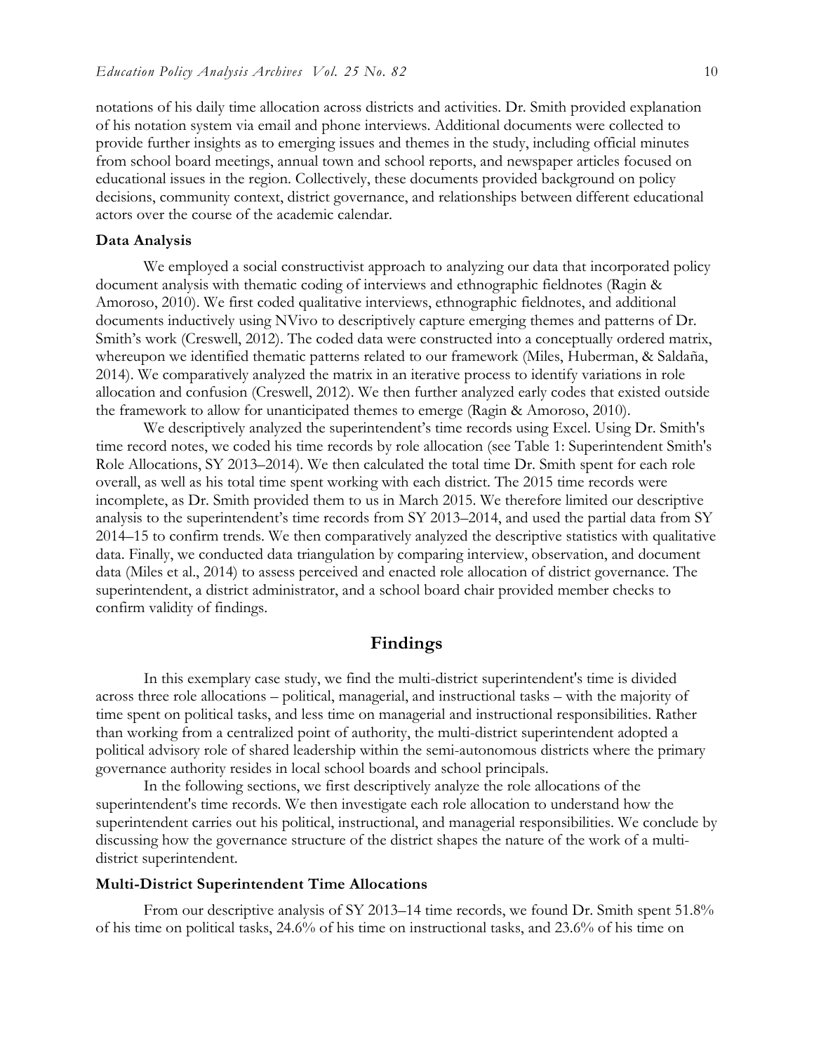notations of his daily time allocation across districts and activities. Dr. Smith provided explanation of his notation system via email and phone interviews. Additional documents were collected to provide further insights as to emerging issues and themes in the study, including official minutes from school board meetings, annual town and school reports, and newspaper articles focused on educational issues in the region. Collectively, these documents provided background on policy decisions, community context, district governance, and relationships between different educational actors over the course of the academic calendar.

### Data Analysis

We employed a social constructivist approach to analyzing our data that incorporated policy document analysis with thematic coding of interviews and ethnographic fieldnotes (Ragin & Amoroso, 2010). We first coded qualitative interviews, ethnographic fieldnotes, and additional documents inductively using NVivo to descriptively capture emerging themes and patterns of Dr. Smith's work (Creswell, 2012). The coded data were constructed into a conceptually ordered matrix, whereupon we identified thematic patterns related to our framework (Miles, Huberman, & Saldaña, 2014). We comparatively analyzed the matrix in an iterative process to identify variations in role allocation and confusion (Creswell, 2012). We then further analyzed early codes that existed outside the framework to allow for unanticipated themes to emerge (Ragin & Amoroso, 2010).

We descriptively analyzed the superintendent's time records using Excel. Using Dr. Smith's time record notes, we coded his time records by role allocation (see Table 1: Superintendent Smith's Role Allocations, SY 2013–2014). We then calculated the total time Dr. Smith spent for each role overall, as well as his total time spent working with each district. The 2015 time records were incomplete, as Dr. Smith provided them to us in March 2015. We therefore limited our descriptive analysis to the superintendent's time records from SY 2013–2014, and used the partial data from SY 2014–15 to confirm trends. We then comparatively analyzed the descriptive statistics with qualitative data. Finally, we conducted data triangulation by comparing interview, observation, and document data (Miles et al., 2014) to assess perceived and enacted role allocation of district governance. The superintendent, a district administrator, and a school board chair provided member checks to confirm validity of findings.

## Findings

In this exemplary case study, we find the multi-district superintendent's time is divided across three role allocations – political, managerial, and instructional tasks – with the majority of time spent on political tasks, and less time on managerial and instructional responsibilities. Rather than working from a centralized point of authority, the multi-district superintendent adopted a political advisory role of shared leadership within the semi-autonomous districts where the primary governance authority resides in local school boards and school principals.

In the following sections, we first descriptively analyze the role allocations of the superintendent's time records. We then investigate each role allocation to understand how the superintendent carries out his political, instructional, and managerial responsibilities. We conclude by discussing how the governance structure of the district shapes the nature of the work of a multi-district superintendent.

### Multi-District Superintendent Time Allocations

From our descriptive analysis of SY 2013–14 time records, we found Dr. Smith spent 51.8% of his time on political tasks, 24.6% of his time on instructional tasks, and 23.6% of his time on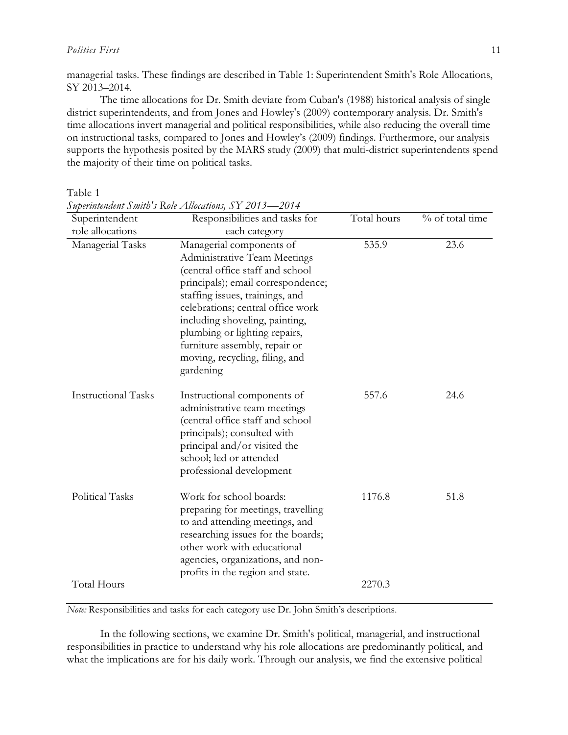managerial tasks. These findings are described in Table 1: Superintendent Smith's Role Allocations, SY 2013–2014.

The time allocations for Dr. Smith deviate from Cuban's (1988) historical analysis of single district superintendents, and from Jones and Howley's (2009) contemporary analysis. Dr. Smith's time allocations invert managerial and political responsibilities, while also reducing the overall time on instructional tasks, compared to Jones and Howley's (2009) findings. Furthermore, our analysis supports the hypothesis posited by the MARS study (2009) that multi-district superintendents spend the majority of their time on political tasks.

Table 1
*Superintendent Smith's Role Allocations, SY 2013—2014*

| Superintendent role allocations | Responsibilities and tasks for each category | Total hours | % of total time |
|---|---|---|---|
| Managerial Tasks | Managerial components of Administrative Team Meetings (central office staff and school principals); email correspondence; staffing issues, trainings, and celebrations; central office work including shoveling, painting, plumbing or lighting repairs, furniture assembly, repair or moving, recycling, filing, and gardening | 535.9 | 23.6 |
| Instructional Tasks | Instructional components of administrative team meetings (central office staff and school principals); consulted with principal and/or visited the school; led or attended professional development | 557.6 | 24.6 |
| Political Tasks | Work for school boards: preparing for meetings, travelling to and attending meetings, and researching issues for the boards; other work with educational agencies, organizations, and non-profits in the region and state. | 1176.8 | 51.8 |
| Total Hours | | 2270.3 | |

*Note:* Responsibilities and tasks for each category use Dr. John Smith's descriptions.

In the following sections, we examine Dr. Smith's political, managerial, and instructional responsibilities in practice to understand why his role allocations are predominantly political, and what the implications are for his daily work. Through our analysis, we find the extensive political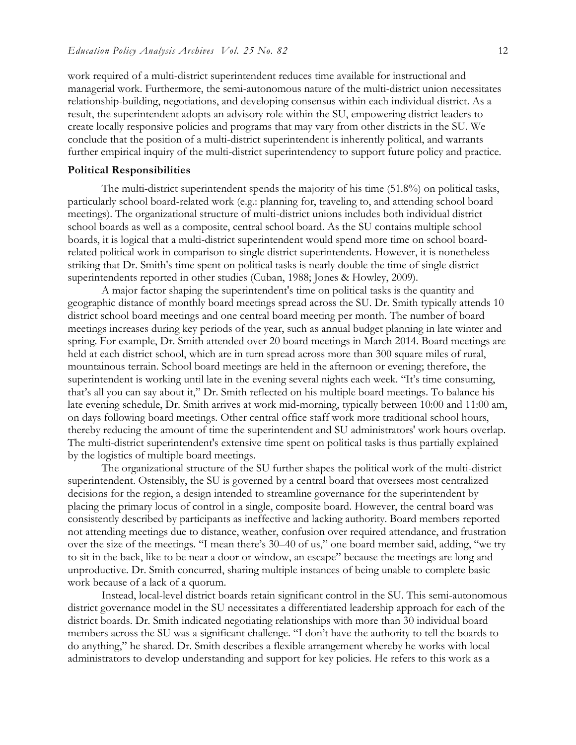work required of a multi-district superintendent reduces time available for instructional and managerial work. Furthermore, the semi-autonomous nature of the multi-district union necessitates relationship-building, negotiations, and developing consensus within each individual district. As a result, the superintendent adopts an advisory role within the SU, empowering district leaders to create locally responsive policies and programs that may vary from other districts in the SU. We conclude that the position of a multi-district superintendent is inherently political, and warrants further empirical inquiry of the multi-district superintendency to support future policy and practice.

### Political Responsibilities

The multi-district superintendent spends the majority of his time (51.8%) on political tasks, particularly school board-related work (e.g.: planning for, traveling to, and attending school board meetings). The organizational structure of multi-district unions includes both individual district school boards as well as a composite, central school board. As the SU contains multiple school boards, it is logical that a multi-district superintendent would spend more time on school board-related political work in comparison to single district superintendents. However, it is nonetheless striking that Dr. Smith's time spent on political tasks is nearly double the time of single district superintendents reported in other studies (Cuban, 1988; Jones & Howley, 2009).

A major factor shaping the superintendent's time on political tasks is the quantity and geographic distance of monthly board meetings spread across the SU. Dr. Smith typically attends 10 district school board meetings and one central board meeting per month. The number of board meetings increases during key periods of the year, such as annual budget planning in late winter and spring. For example, Dr. Smith attended over 20 board meetings in March 2014. Board meetings are held at each district school, which are in turn spread across more than 300 square miles of rural, mountainous terrain. School board meetings are held in the afternoon or evening; therefore, the superintendent is working until late in the evening several nights each week. "It's time consuming, that's all you can say about it," Dr. Smith reflected on his multiple board meetings. To balance his late evening schedule, Dr. Smith arrives at work mid-morning, typically between 10:00 and 11:00 am, on days following board meetings. Other central office staff work more traditional school hours, thereby reducing the amount of time the superintendent and SU administrators' work hours overlap. The multi-district superintendent's extensive time spent on political tasks is thus partially explained by the logistics of multiple board meetings.

The organizational structure of the SU further shapes the political work of the multi-district superintendent. Ostensibly, the SU is governed by a central board that oversees most centralized decisions for the region, a design intended to streamline governance for the superintendent by placing the primary locus of control in a single, composite board. However, the central board was consistently described by participants as ineffective and lacking authority. Board members reported not attending meetings due to distance, weather, confusion over required attendance, and frustration over the size of the meetings. "I mean there's 30–40 of us," one board member said, adding, "we try to sit in the back, like to be near a door or window, an escape" because the meetings are long and unproductive. Dr. Smith concurred, sharing multiple instances of being unable to complete basic work because of a lack of a quorum.

Instead, local-level district boards retain significant control in the SU. This semi-autonomous district governance model in the SU necessitates a differentiated leadership approach for each of the district boards. Dr. Smith indicated negotiating relationships with more than 30 individual board members across the SU was a significant challenge. "I don't have the authority to tell the boards to do anything," he shared. Dr. Smith describes a flexible arrangement whereby he works with local administrators to develop understanding and support for key policies. He refers to this work as a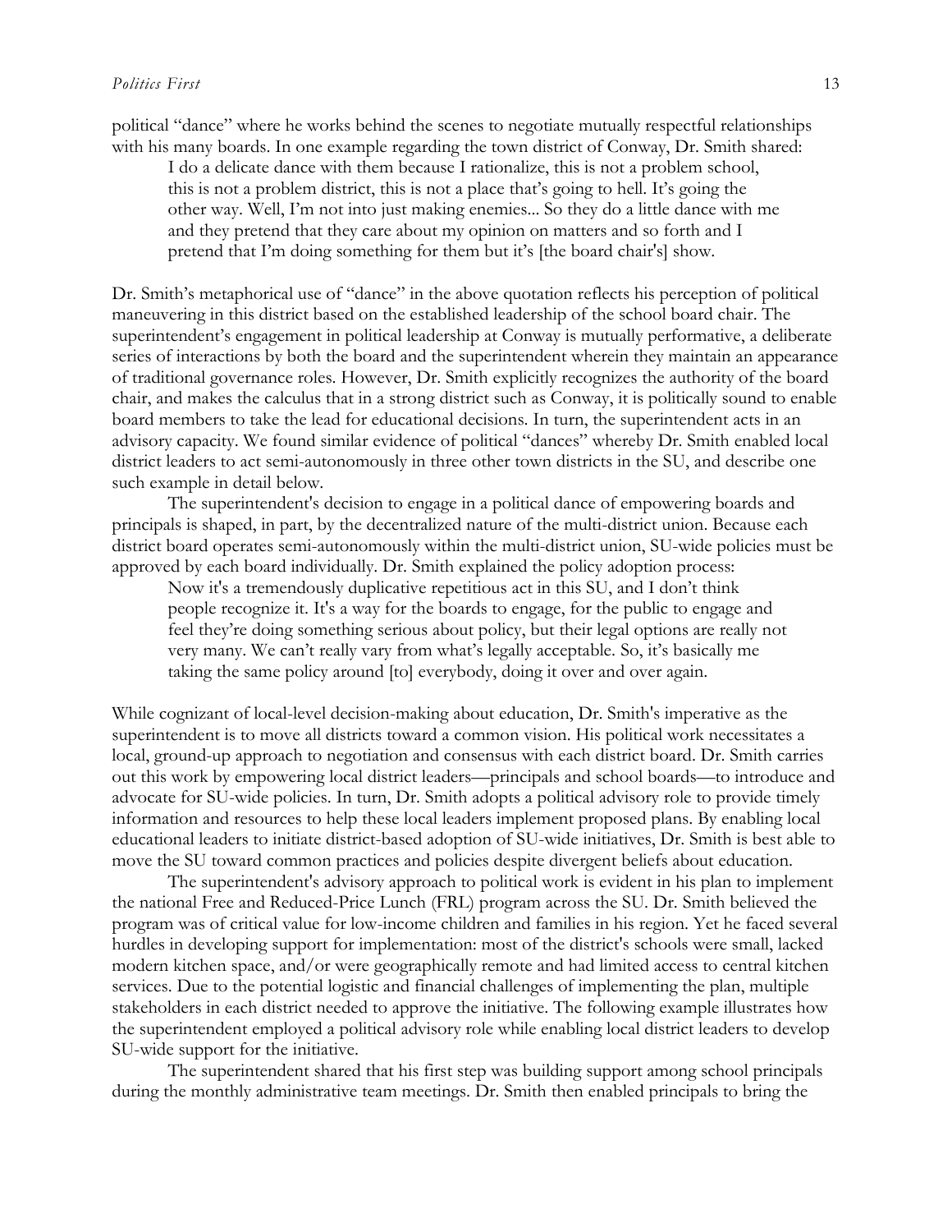political "dance" where he works behind the scenes to negotiate mutually respectful relationships with his many boards. In one example regarding the town district of Conway, Dr. Smith shared:

> I do a delicate dance with them because I rationalize, this is not a problem school, this is not a problem district, this is not a place that's going to hell. It's going the other way. Well, I'm not into just making enemies... So they do a little dance with me and they pretend that they care about my opinion on matters and so forth and I pretend that I'm doing something for them but it's [the board chair's] show.

Dr. Smith's metaphorical use of "dance" in the above quotation reflects his perception of political maneuvering in this district based on the established leadership of the school board chair. The superintendent's engagement in political leadership at Conway is mutually performative, a deliberate series of interactions by both the board and the superintendent wherein they maintain an appearance of traditional governance roles. However, Dr. Smith explicitly recognizes the authority of the board chair, and makes the calculus that in a strong district such as Conway, it is politically sound to enable board members to take the lead for educational decisions. In turn, the superintendent acts in an advisory capacity. We found similar evidence of political "dances" whereby Dr. Smith enabled local district leaders to act semi-autonomously in three other town districts in the SU, and describe one such example in detail below.

The superintendent's decision to engage in a political dance of empowering boards and principals is shaped, in part, by the decentralized nature of the multi-district union. Because each district board operates semi-autonomously within the multi-district union, SU-wide policies must be approved by each board individually. Dr. Smith explained the policy adoption process:

> Now it's a tremendously duplicative repetitious act in this SU, and I don't think people recognize it. It's a way for the boards to engage, for the public to engage and feel they're doing something serious about policy, but their legal options are really not very many. We can't really vary from what's legally acceptable. So, it's basically me taking the same policy around [to] everybody, doing it over and over again.

While cognizant of local-level decision-making about education, Dr. Smith's imperative as the superintendent is to move all districts toward a common vision. His political work necessitates a local, ground-up approach to negotiation and consensus with each district board. Dr. Smith carries out this work by empowering local district leaders—principals and school boards—to introduce and advocate for SU-wide policies. In turn, Dr. Smith adopts a political advisory role to provide timely information and resources to help these local leaders implement proposed plans. By enabling local educational leaders to initiate district-based adoption of SU-wide initiatives, Dr. Smith is best able to move the SU toward common practices and policies despite divergent beliefs about education.

The superintendent's advisory approach to political work is evident in his plan to implement the national Free and Reduced-Price Lunch (FRL) program across the SU. Dr. Smith believed the program was of critical value for low-income children and families in his region. Yet he faced several hurdles in developing support for implementation: most of the district's schools were small, lacked modern kitchen space, and/or were geographically remote and had limited access to central kitchen services. Due to the potential logistic and financial challenges of implementing the plan, multiple stakeholders in each district needed to approve the initiative. The following example illustrates how the superintendent employed a political advisory role while enabling local district leaders to develop SU-wide support for the initiative.

The superintendent shared that his first step was building support among school principals during the monthly administrative team meetings. Dr. Smith then enabled principals to bring the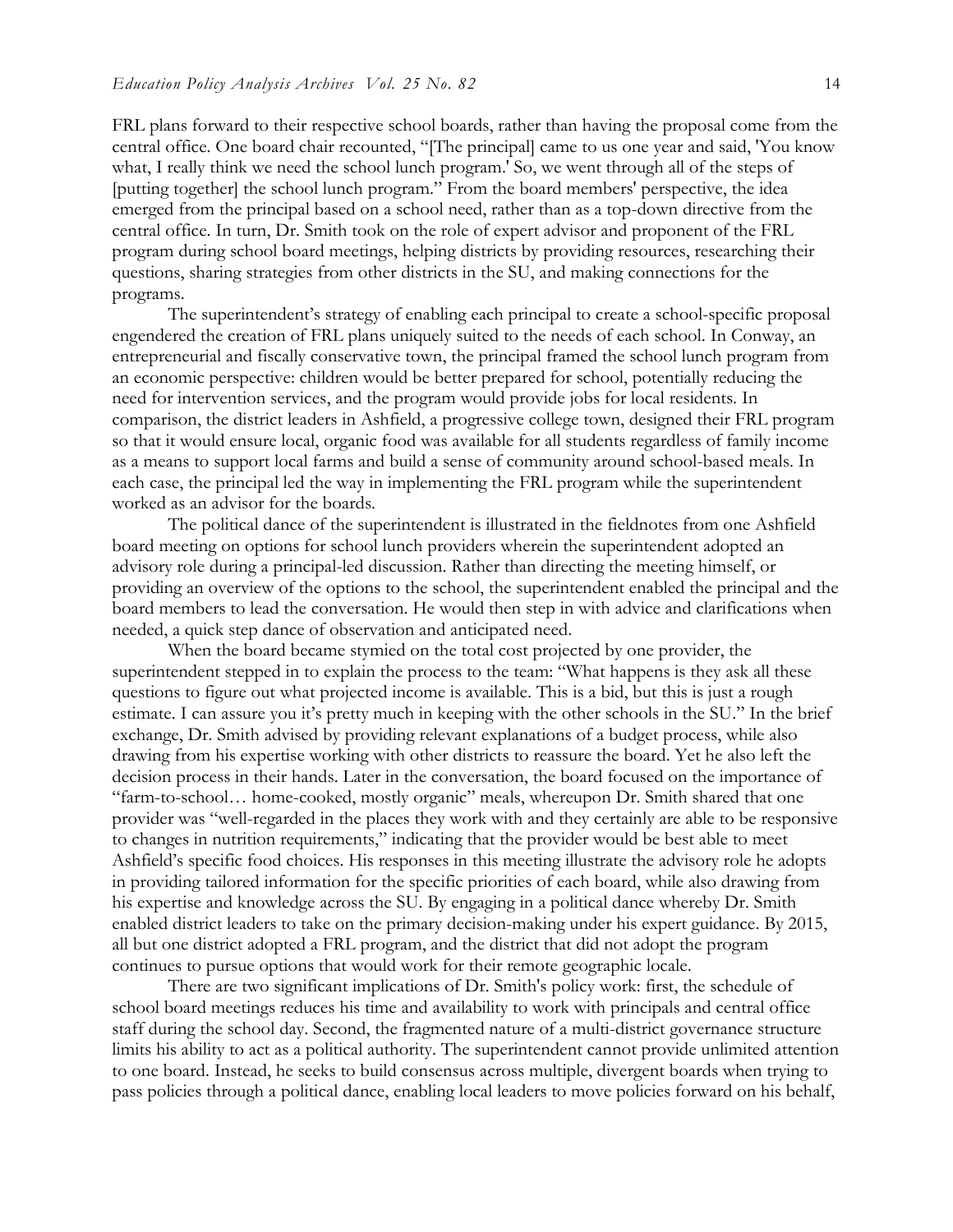FRL plans forward to their respective school boards, rather than having the proposal come from the central office. One board chair recounted, "[The principal] came to us one year and said, 'You know what, I really think we need the school lunch program.' So, we went through all of the steps of [putting together] the school lunch program." From the board members' perspective, the idea emerged from the principal based on a school need, rather than as a top-down directive from the central office. In turn, Dr. Smith took on the role of expert advisor and proponent of the FRL program during school board meetings, helping districts by providing resources, researching their questions, sharing strategies from other districts in the SU, and making connections for the programs.

The superintendent's strategy of enabling each principal to create a school-specific proposal engendered the creation of FRL plans uniquely suited to the needs of each school. In Conway, an entrepreneurial and fiscally conservative town, the principal framed the school lunch program from an economic perspective: children would be better prepared for school, potentially reducing the need for intervention services, and the program would provide jobs for local residents. In comparison, the district leaders in Ashfield, a progressive college town, designed their FRL program so that it would ensure local, organic food was available for all students regardless of family income as a means to support local farms and build a sense of community around school-based meals. In each case, the principal led the way in implementing the FRL program while the superintendent worked as an advisor for the boards.

The political dance of the superintendent is illustrated in the fieldnotes from one Ashfield board meeting on options for school lunch providers wherein the superintendent adopted an advisory role during a principal-led discussion. Rather than directing the meeting himself, or providing an overview of the options to the school, the superintendent enabled the principal and the board members to lead the conversation. He would then step in with advice and clarifications when needed, a quick step dance of observation and anticipated need.

When the board became stymied on the total cost projected by one provider, the superintendent stepped in to explain the process to the team: "What happens is they ask all these questions to figure out what projected income is available. This is a bid, but this is just a rough estimate. I can assure you it's pretty much in keeping with the other schools in the SU." In the brief exchange, Dr. Smith advised by providing relevant explanations of a budget process, while also drawing from his expertise working with other districts to reassure the board. Yet he also left the decision process in their hands. Later in the conversation, the board focused on the importance of "farm-to-school… home-cooked, mostly organic" meals, whereupon Dr. Smith shared that one provider was "well-regarded in the places they work with and they certainly are able to be responsive to changes in nutrition requirements," indicating that the provider would be best able to meet Ashfield's specific food choices. His responses in this meeting illustrate the advisory role he adopts in providing tailored information for the specific priorities of each board, while also drawing from his expertise and knowledge across the SU. By engaging in a political dance whereby Dr. Smith enabled district leaders to take on the primary decision-making under his expert guidance. By 2015, all but one district adopted a FRL program, and the district that did not adopt the program continues to pursue options that would work for their remote geographic locale.

There are two significant implications of Dr. Smith's policy work: first, the schedule of school board meetings reduces his time and availability to work with principals and central office staff during the school day. Second, the fragmented nature of a multi-district governance structure limits his ability to act as a political authority. The superintendent cannot provide unlimited attention to one board. Instead, he seeks to build consensus across multiple, divergent boards when trying to pass policies through a political dance, enabling local leaders to move policies forward on his behalf,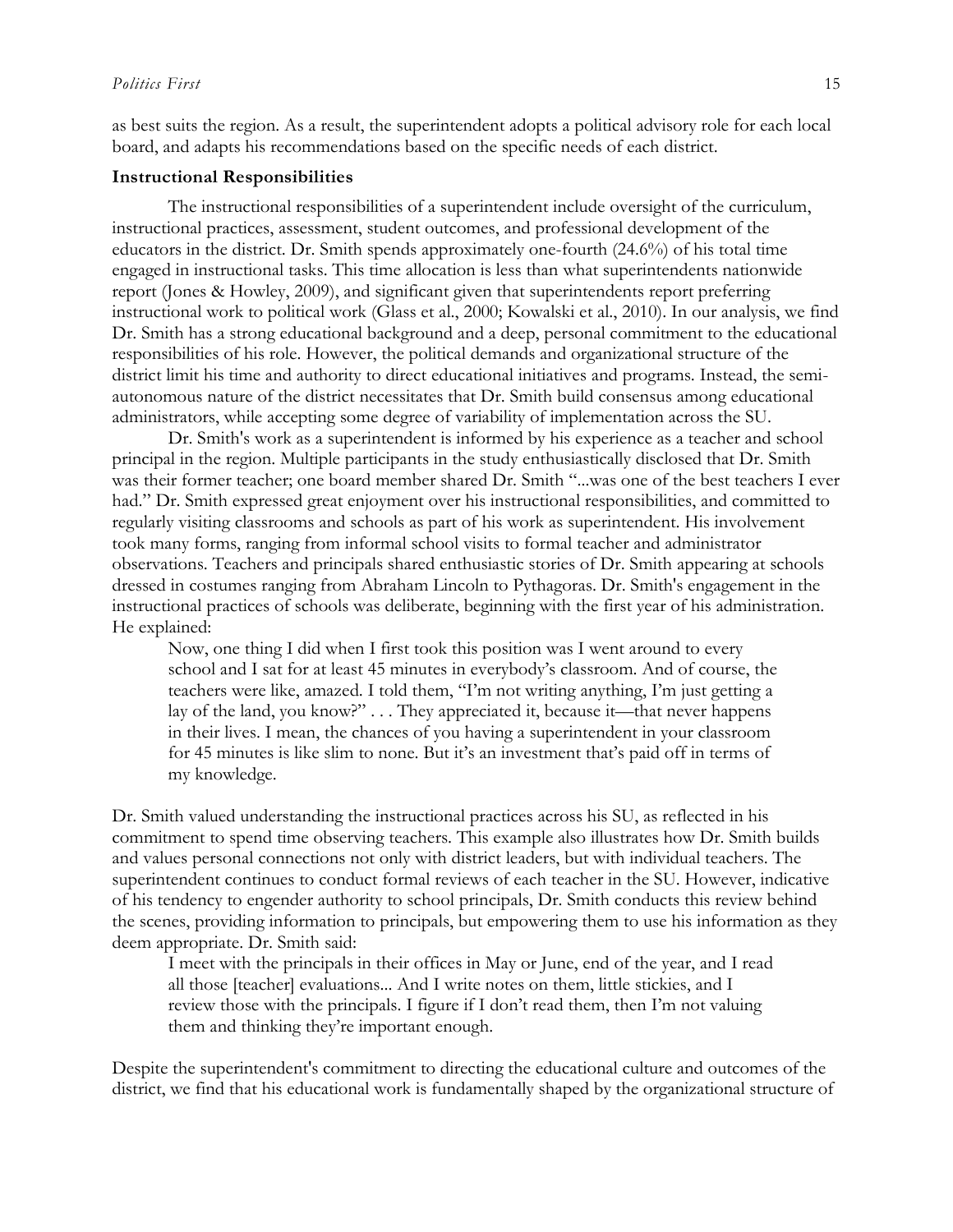as best suits the region. As a result, the superintendent adopts a political advisory role for each local board, and adapts his recommendations based on the specific needs of each district.

### Instructional Responsibilities

The instructional responsibilities of a superintendent include oversight of the curriculum, instructional practices, assessment, student outcomes, and professional development of the educators in the district. Dr. Smith spends approximately one-fourth (24.6%) of his total time engaged in instructional tasks. This time allocation is less than what superintendents nationwide report (Jones & Howley, 2009), and significant given that superintendents report preferring instructional work to political work (Glass et al., 2000; Kowalski et al., 2010). In our analysis, we find Dr. Smith has a strong educational background and a deep, personal commitment to the educational responsibilities of his role. However, the political demands and organizational structure of the district limit his time and authority to direct educational initiatives and programs. Instead, the semi-autonomous nature of the district necessitates that Dr. Smith build consensus among educational administrators, while accepting some degree of variability of implementation across the SU.

Dr. Smith's work as a superintendent is informed by his experience as a teacher and school principal in the region. Multiple participants in the study enthusiastically disclosed that Dr. Smith was their former teacher; one board member shared Dr. Smith "...was one of the best teachers I ever had." Dr. Smith expressed great enjoyment over his instructional responsibilities, and committed to regularly visiting classrooms and schools as part of his work as superintendent. His involvement took many forms, ranging from informal school visits to formal teacher and administrator observations. Teachers and principals shared enthusiastic stories of Dr. Smith appearing at schools dressed in costumes ranging from Abraham Lincoln to Pythagoras. Dr. Smith's engagement in the instructional practices of schools was deliberate, beginning with the first year of his administration. He explained:

> Now, one thing I did when I first took this position was I went around to every school and I sat for at least 45 minutes in everybody's classroom. And of course, the teachers were like, amazed. I told them, "I'm not writing anything, I'm just getting a lay of the land, you know?" . . . They appreciated it, because it—that never happens in their lives. I mean, the chances of you having a superintendent in your classroom for 45 minutes is like slim to none. But it's an investment that's paid off in terms of my knowledge.

Dr. Smith valued understanding the instructional practices across his SU, as reflected in his commitment to spend time observing teachers. This example also illustrates how Dr. Smith builds and values personal connections not only with district leaders, but with individual teachers. The superintendent continues to conduct formal reviews of each teacher in the SU. However, indicative of his tendency to engender authority to school principals, Dr. Smith conducts this review behind the scenes, providing information to principals, but empowering them to use his information as they deem appropriate. Dr. Smith said:

> I meet with the principals in their offices in May or June, end of the year, and I read all those [teacher] evaluations... And I write notes on them, little stickies, and I review those with the principals. I figure if I don't read them, then I'm not valuing them and thinking they're important enough.

Despite the superintendent's commitment to directing the educational culture and outcomes of the district, we find that his educational work is fundamentally shaped by the organizational structure of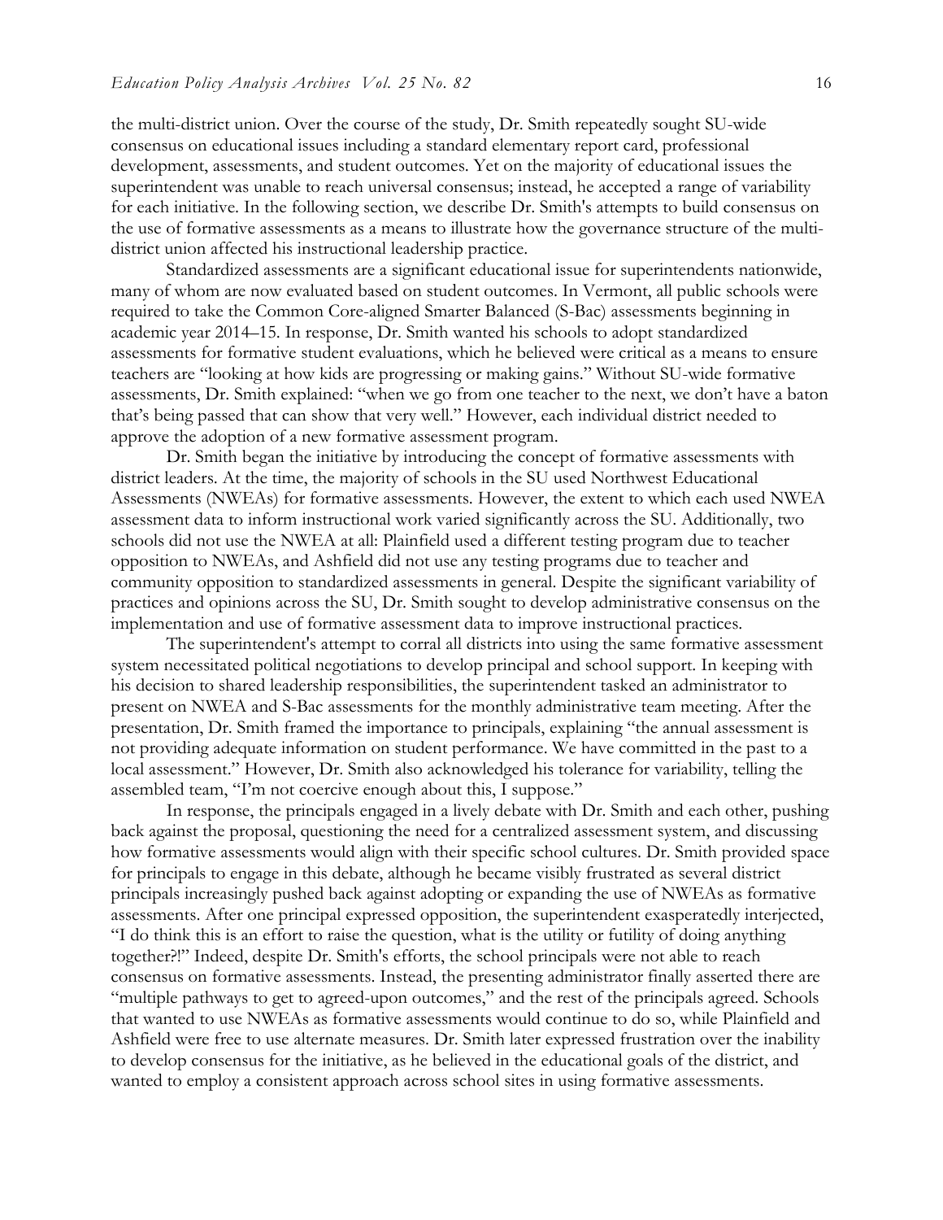the multi-district union. Over the course of the study, Dr. Smith repeatedly sought SU-wide consensus on educational issues including a standard elementary report card, professional development, assessments, and student outcomes. Yet on the majority of educational issues the superintendent was unable to reach universal consensus; instead, he accepted a range of variability for each initiative. In the following section, we describe Dr. Smith's attempts to build consensus on the use of formative assessments as a means to illustrate how the governance structure of the multi-district union affected his instructional leadership practice.

Standardized assessments are a significant educational issue for superintendents nationwide, many of whom are now evaluated based on student outcomes. In Vermont, all public schools were required to take the Common Core-aligned Smarter Balanced (S-Bac) assessments beginning in academic year 2014–15. In response, Dr. Smith wanted his schools to adopt standardized assessments for formative student evaluations, which he believed were critical as a means to ensure teachers are "looking at how kids are progressing or making gains." Without SU-wide formative assessments, Dr. Smith explained: "when we go from one teacher to the next, we don't have a baton that's being passed that can show that very well." However, each individual district needed to approve the adoption of a new formative assessment program.

Dr. Smith began the initiative by introducing the concept of formative assessments with district leaders. At the time, the majority of schools in the SU used Northwest Educational Assessments (NWEAs) for formative assessments. However, the extent to which each used NWEA assessment data to inform instructional work varied significantly across the SU. Additionally, two schools did not use the NWEA at all: Plainfield used a different testing program due to teacher opposition to NWEAs, and Ashfield did not use any testing programs due to teacher and community opposition to standardized assessments in general. Despite the significant variability of practices and opinions across the SU, Dr. Smith sought to develop administrative consensus on the implementation and use of formative assessment data to improve instructional practices.

The superintendent's attempt to corral all districts into using the same formative assessment system necessitated political negotiations to develop principal and school support. In keeping with his decision to shared leadership responsibilities, the superintendent tasked an administrator to present on NWEA and S-Bac assessments for the monthly administrative team meeting. After the presentation, Dr. Smith framed the importance to principals, explaining "the annual assessment is not providing adequate information on student performance. We have committed in the past to a local assessment." However, Dr. Smith also acknowledged his tolerance for variability, telling the assembled team, "I'm not coercive enough about this, I suppose."

In response, the principals engaged in a lively debate with Dr. Smith and each other, pushing back against the proposal, questioning the need for a centralized assessment system, and discussing how formative assessments would align with their specific school cultures. Dr. Smith provided space for principals to engage in this debate, although he became visibly frustrated as several district principals increasingly pushed back against adopting or expanding the use of NWEAs as formative assessments. After one principal expressed opposition, the superintendent exasperatedly interjected, "I do think this is an effort to raise the question, what is the utility or futility of doing anything together?!" Indeed, despite Dr. Smith's efforts, the school principals were not able to reach consensus on formative assessments. Instead, the presenting administrator finally asserted there are "multiple pathways to get to agreed-upon outcomes," and the rest of the principals agreed. Schools that wanted to use NWEAs as formative assessments would continue to do so, while Plainfield and Ashfield were free to use alternate measures. Dr. Smith later expressed frustration over the inability to develop consensus for the initiative, as he believed in the educational goals of the district, and wanted to employ a consistent approach across school sites in using formative assessments.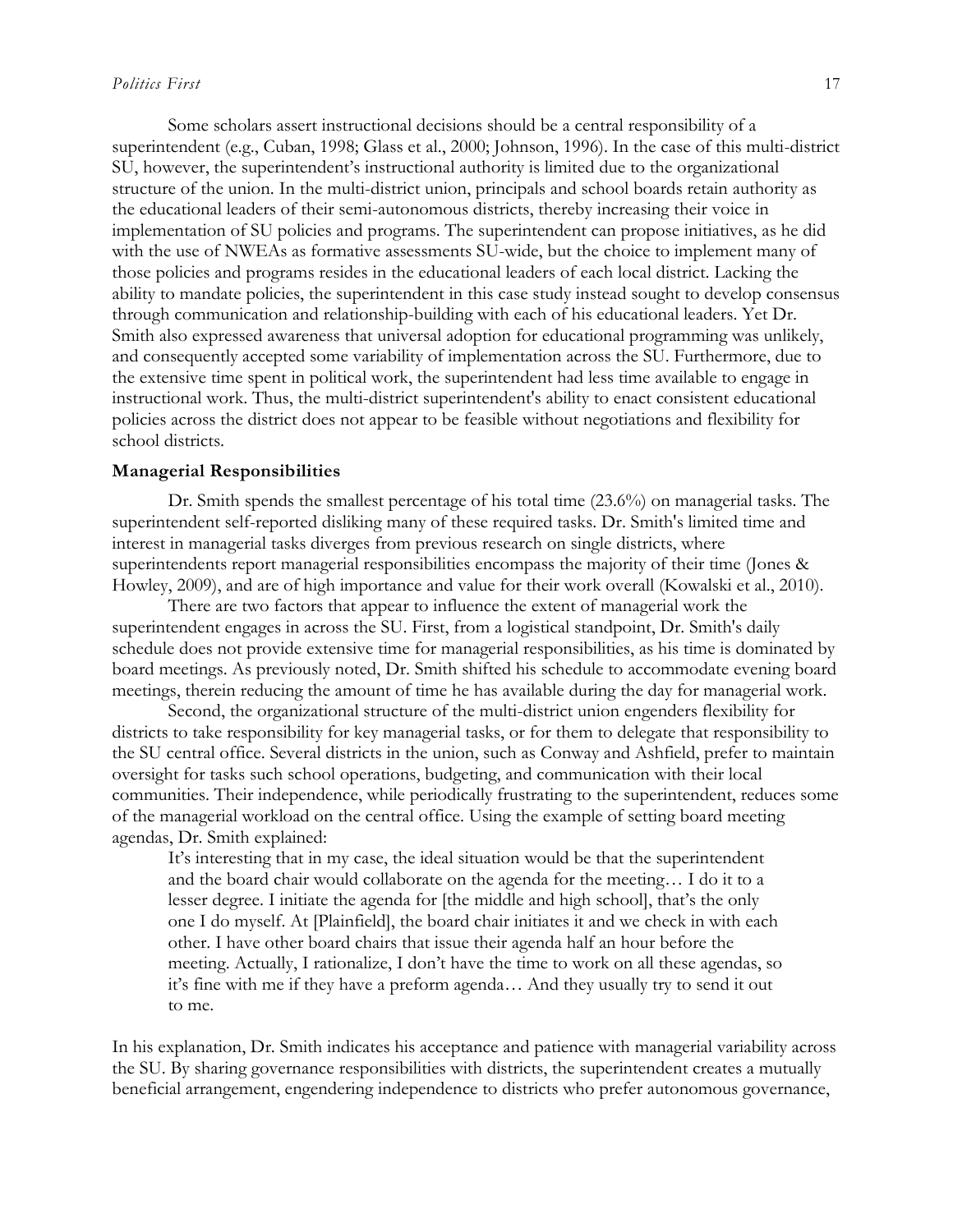Some scholars assert instructional decisions should be a central responsibility of a superintendent (e.g., Cuban, 1998; Glass et al., 2000; Johnson, 1996). In the case of this multi-district SU, however, the superintendent's instructional authority is limited due to the organizational structure of the union. In the multi-district union, principals and school boards retain authority as the educational leaders of their semi-autonomous districts, thereby increasing their voice in implementation of SU policies and programs. The superintendent can propose initiatives, as he did with the use of NWEAs as formative assessments SU-wide, but the choice to implement many of those policies and programs resides in the educational leaders of each local district. Lacking the ability to mandate policies, the superintendent in this case study instead sought to develop consensus through communication and relationship-building with each of his educational leaders. Yet Dr. Smith also expressed awareness that universal adoption for educational programming was unlikely, and consequently accepted some variability of implementation across the SU. Furthermore, due to the extensive time spent in political work, the superintendent had less time available to engage in instructional work. Thus, the multi-district superintendent's ability to enact consistent educational policies across the district does not appear to be feasible without negotiations and flexibility for school districts.

### Managerial Responsibilities

Dr. Smith spends the smallest percentage of his total time (23.6%) on managerial tasks. The superintendent self-reported disliking many of these required tasks. Dr. Smith's limited time and interest in managerial tasks diverges from previous research on single districts, where superintendents report managerial responsibilities encompass the majority of their time (Jones & Howley, 2009), and are of high importance and value for their work overall (Kowalski et al., 2010).

There are two factors that appear to influence the extent of managerial work the superintendent engages in across the SU. First, from a logistical standpoint, Dr. Smith's daily schedule does not provide extensive time for managerial responsibilities, as his time is dominated by board meetings. As previously noted, Dr. Smith shifted his schedule to accommodate evening board meetings, therein reducing the amount of time he has available during the day for managerial work.

Second, the organizational structure of the multi-district union engenders flexibility for districts to take responsibility for key managerial tasks, or for them to delegate that responsibility to the SU central office. Several districts in the union, such as Conway and Ashfield, prefer to maintain oversight for tasks such school operations, budgeting, and communication with their local communities. Their independence, while periodically frustrating to the superintendent, reduces some of the managerial workload on the central office. Using the example of setting board meeting agendas, Dr. Smith explained:

> It's interesting that in my case, the ideal situation would be that the superintendent and the board chair would collaborate on the agenda for the meeting… I do it to a lesser degree. I initiate the agenda for [the middle and high school], that's the only one I do myself. At [Plainfield], the board chair initiates it and we check in with each other. I have other board chairs that issue their agenda half an hour before the meeting. Actually, I rationalize, I don't have the time to work on all these agendas, so it's fine with me if they have a preform agenda… And they usually try to send it out to me.

In his explanation, Dr. Smith indicates his acceptance and patience with managerial variability across the SU. By sharing governance responsibilities with districts, the superintendent creates a mutually beneficial arrangement, engendering independence to districts who prefer autonomous governance,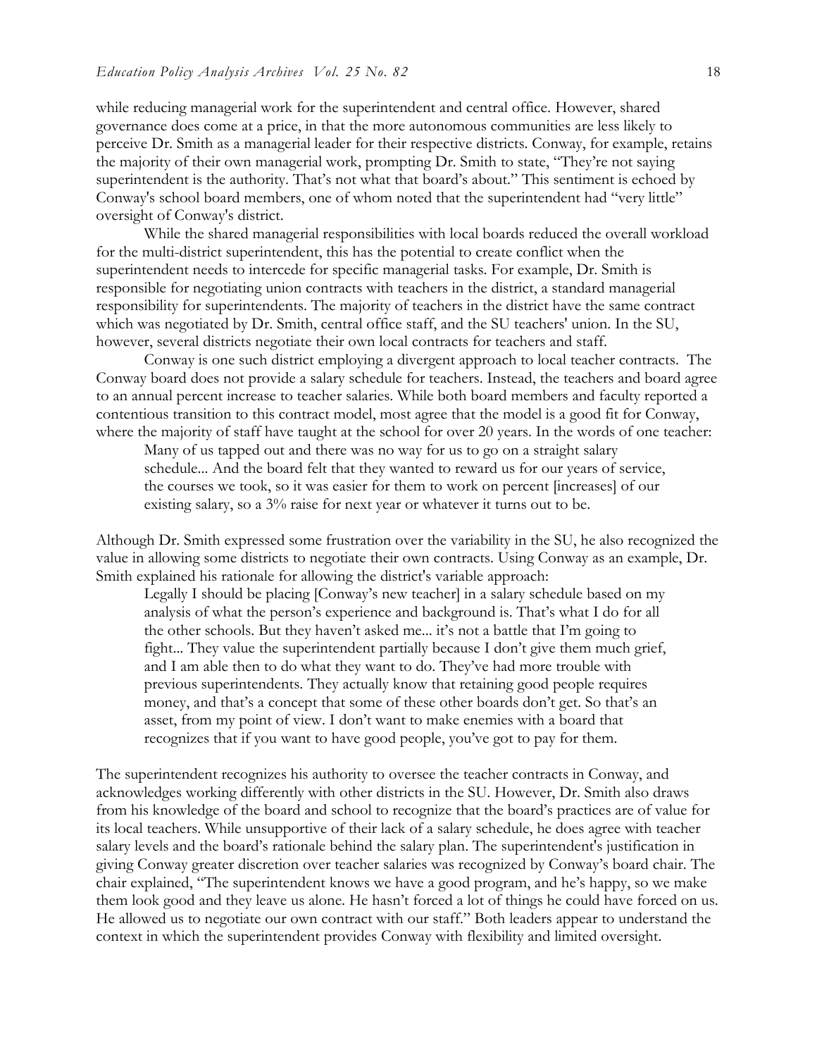while reducing managerial work for the superintendent and central office. However, shared governance does come at a price, in that the more autonomous communities are less likely to perceive Dr. Smith as a managerial leader for their respective districts. Conway, for example, retains the majority of their own managerial work, prompting Dr. Smith to state, "They're not saying superintendent is the authority. That's not what that board's about." This sentiment is echoed by Conway's school board members, one of whom noted that the superintendent had "very little" oversight of Conway's district.

While the shared managerial responsibilities with local boards reduced the overall workload for the multi-district superintendent, this has the potential to create conflict when the superintendent needs to intercede for specific managerial tasks. For example, Dr. Smith is responsible for negotiating union contracts with teachers in the district, a standard managerial responsibility for superintendents. The majority of teachers in the district have the same contract which was negotiated by Dr. Smith, central office staff, and the SU teachers' union. In the SU, however, several districts negotiate their own local contracts for teachers and staff.

Conway is one such district employing a divergent approach to local teacher contracts. The Conway board does not provide a salary schedule for teachers. Instead, the teachers and board agree to an annual percent increase to teacher salaries. While both board members and faculty reported a contentious transition to this contract model, most agree that the model is a good fit for Conway, where the majority of staff have taught at the school for over 20 years. In the words of one teacher:

> Many of us tapped out and there was no way for us to go on a straight salary schedule... And the board felt that they wanted to reward us for our years of service, the courses we took, so it was easier for them to work on percent [increases] of our existing salary, so a 3% raise for next year or whatever it turns out to be.

Although Dr. Smith expressed some frustration over the variability in the SU, he also recognized the value in allowing some districts to negotiate their own contracts. Using Conway as an example, Dr. Smith explained his rationale for allowing the district's variable approach:

> Legally I should be placing [Conway's new teacher] in a salary schedule based on my analysis of what the person's experience and background is. That's what I do for all the other schools. But they haven't asked me... it's not a battle that I'm going to fight... They value the superintendent partially because I don't give them much grief, and I am able then to do what they want to do. They've had more trouble with previous superintendents. They actually know that retaining good people requires money, and that's a concept that some of these other boards don't get. So that's an asset, from my point of view. I don't want to make enemies with a board that recognizes that if you want to have good people, you've got to pay for them.

The superintendent recognizes his authority to oversee the teacher contracts in Conway, and acknowledges working differently with other districts in the SU. However, Dr. Smith also draws from his knowledge of the board and school to recognize that the board's practices are of value for its local teachers. While unsupportive of their lack of a salary schedule, he does agree with teacher salary levels and the board's rationale behind the salary plan. The superintendent's justification in giving Conway greater discretion over teacher salaries was recognized by Conway's board chair. The chair explained, "The superintendent knows we have a good program, and he's happy, so we make them look good and they leave us alone. He hasn't forced a lot of things he could have forced on us. He allowed us to negotiate our own contract with our staff." Both leaders appear to understand the context in which the superintendent provides Conway with flexibility and limited oversight.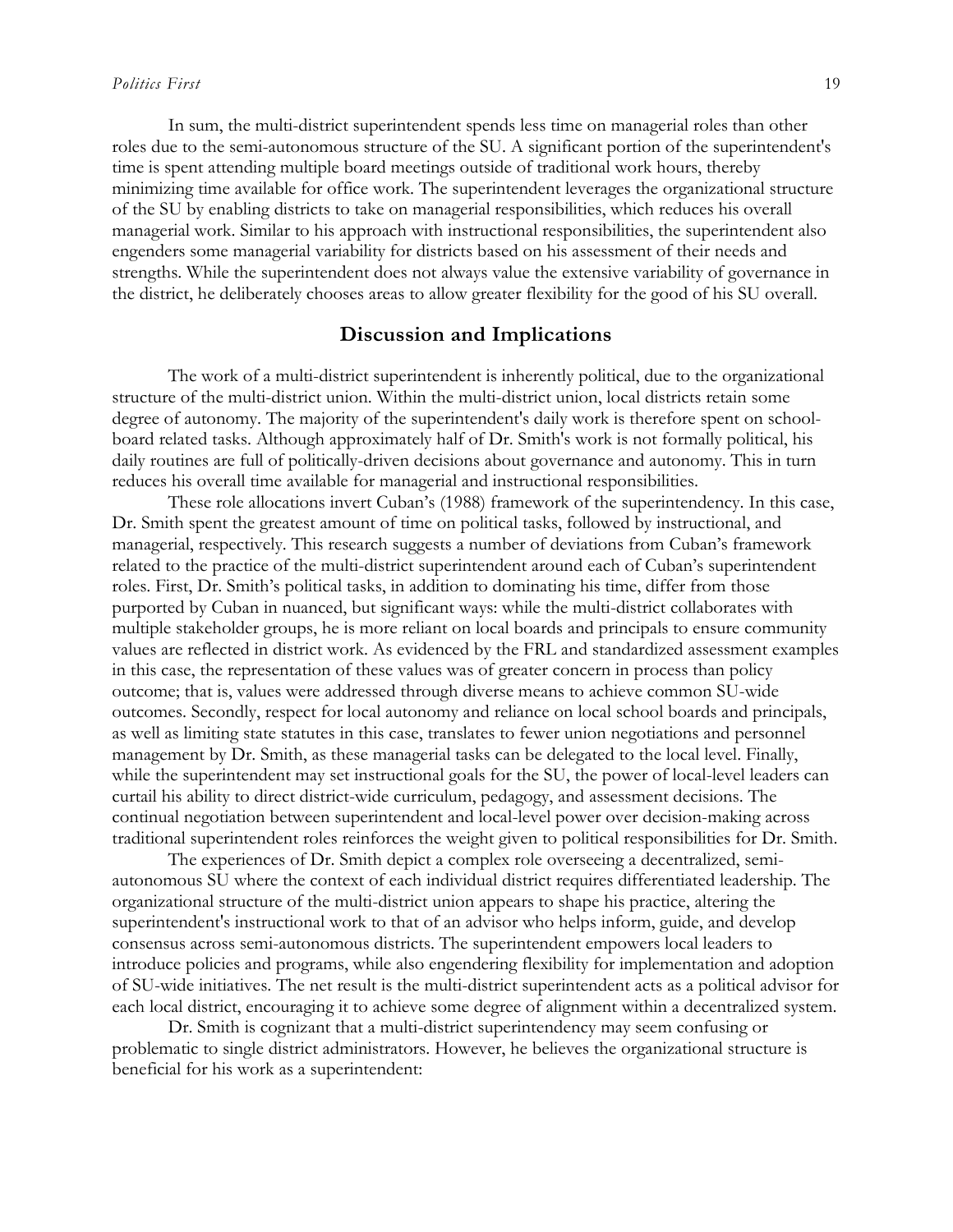In sum, the multi-district superintendent spends less time on managerial roles than other roles due to the semi-autonomous structure of the SU. A significant portion of the superintendent's time is spent attending multiple board meetings outside of traditional work hours, thereby minimizing time available for office work. The superintendent leverages the organizational structure of the SU by enabling districts to take on managerial responsibilities, which reduces his overall managerial work. Similar to his approach with instructional responsibilities, the superintendent also engenders some managerial variability for districts based on his assessment of their needs and strengths. While the superintendent does not always value the extensive variability of governance in the district, he deliberately chooses areas to allow greater flexibility for the good of his SU overall.

## Discussion and Implications

The work of a multi-district superintendent is inherently political, due to the organizational structure of the multi-district union. Within the multi-district union, local districts retain some degree of autonomy. The majority of the superintendent's daily work is therefore spent on school-board related tasks. Although approximately half of Dr. Smith's work is not formally political, his daily routines are full of politically-driven decisions about governance and autonomy. This in turn reduces his overall time available for managerial and instructional responsibilities.

These role allocations invert Cuban's (1988) framework of the superintendency. In this case, Dr. Smith spent the greatest amount of time on political tasks, followed by instructional, and managerial, respectively. This research suggests a number of deviations from Cuban's framework related to the practice of the multi-district superintendent around each of Cuban's superintendent roles. First, Dr. Smith's political tasks, in addition to dominating his time, differ from those purported by Cuban in nuanced, but significant ways: while the multi-district collaborates with multiple stakeholder groups, he is more reliant on local boards and principals to ensure community values are reflected in district work. As evidenced by the FRL and standardized assessment examples in this case, the representation of these values was of greater concern in process than policy outcome; that is, values were addressed through diverse means to achieve common SU-wide outcomes. Secondly, respect for local autonomy and reliance on local school boards and principals, as well as limiting state statutes in this case, translates to fewer union negotiations and personnel management by Dr. Smith, as these managerial tasks can be delegated to the local level. Finally, while the superintendent may set instructional goals for the SU, the power of local-level leaders can curtail his ability to direct district-wide curriculum, pedagogy, and assessment decisions. The continual negotiation between superintendent and local-level power over decision-making across traditional superintendent roles reinforces the weight given to political responsibilities for Dr. Smith.

The experiences of Dr. Smith depict a complex role overseeing a decentralized, semi-autonomous SU where the context of each individual district requires differentiated leadership. The organizational structure of the multi-district union appears to shape his practice, altering the superintendent's instructional work to that of an advisor who helps inform, guide, and develop consensus across semi-autonomous districts. The superintendent empowers local leaders to introduce policies and programs, while also engendering flexibility for implementation and adoption of SU-wide initiatives. The net result is the multi-district superintendent acts as a political advisor for each local district, encouraging it to achieve some degree of alignment within a decentralized system.

Dr. Smith is cognizant that a multi-district superintendency may seem confusing or problematic to single district administrators. However, he believes the organizational structure is beneficial for his work as a superintendent: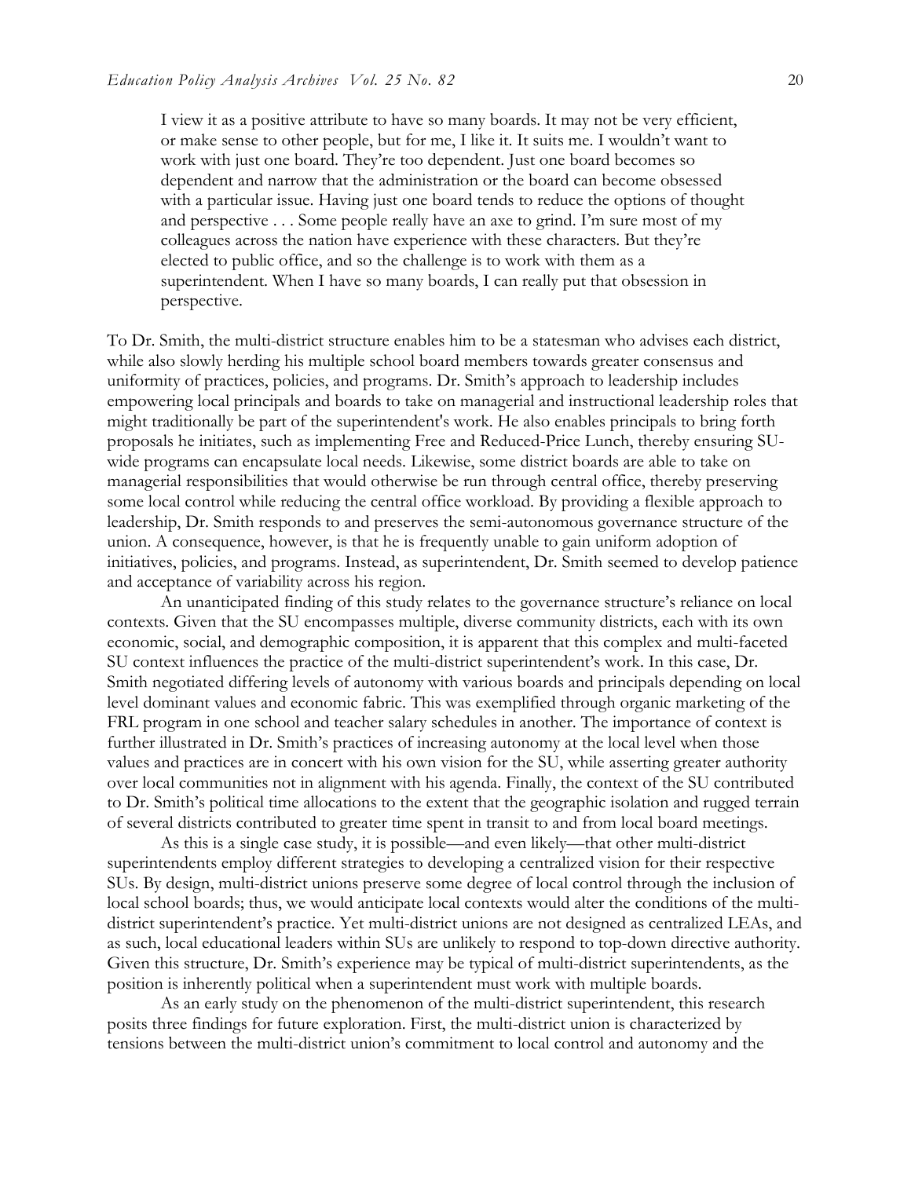> I view it as a positive attribute to have so many boards. It may not be very efficient, or make sense to other people, but for me, I like it. It suits me. I wouldn't want to work with just one board. They're too dependent. Just one board becomes so dependent and narrow that the administration or the board can become obsessed with a particular issue. Having just one board tends to reduce the options of thought and perspective . . . Some people really have an axe to grind. I'm sure most of my colleagues across the nation have experience with these characters. But they're elected to public office, and so the challenge is to work with them as a superintendent. When I have so many boards, I can really put that obsession in perspective.

To Dr. Smith, the multi-district structure enables him to be a statesman who advises each district, while also slowly herding his multiple school board members towards greater consensus and uniformity of practices, policies, and programs. Dr. Smith's approach to leadership includes empowering local principals and boards to take on managerial and instructional leadership roles that might traditionally be part of the superintendent's work. He also enables principals to bring forth proposals he initiates, such as implementing Free and Reduced-Price Lunch, thereby ensuring SU-wide programs can encapsulate local needs. Likewise, some district boards are able to take on managerial responsibilities that would otherwise be run through central office, thereby preserving some local control while reducing the central office workload. By providing a flexible approach to leadership, Dr. Smith responds to and preserves the semi-autonomous governance structure of the union. A consequence, however, is that he is frequently unable to gain uniform adoption of initiatives, policies, and programs. Instead, as superintendent, Dr. Smith seemed to develop patience and acceptance of variability across his region.

An unanticipated finding of this study relates to the governance structure's reliance on local contexts. Given that the SU encompasses multiple, diverse community districts, each with its own economic, social, and demographic composition, it is apparent that this complex and multi-faceted SU context influences the practice of the multi-district superintendent's work. In this case, Dr. Smith negotiated differing levels of autonomy with various boards and principals depending on local level dominant values and economic fabric. This was exemplified through organic marketing of the FRL program in one school and teacher salary schedules in another. The importance of context is further illustrated in Dr. Smith's practices of increasing autonomy at the local level when those values and practices are in concert with his own vision for the SU, while asserting greater authority over local communities not in alignment with his agenda. Finally, the context of the SU contributed to Dr. Smith's political time allocations to the extent that the geographic isolation and rugged terrain of several districts contributed to greater time spent in transit to and from local board meetings.

As this is a single case study, it is possible—and even likely—that other multi-district superintendents employ different strategies to developing a centralized vision for their respective SUs. By design, multi-district unions preserve some degree of local control through the inclusion of local school boards; thus, we would anticipate local contexts would alter the conditions of the multi-district superintendent's practice. Yet multi-district unions are not designed as centralized LEAs, and as such, local educational leaders within SUs are unlikely to respond to top-down directive authority. Given this structure, Dr. Smith's experience may be typical of multi-district superintendents, as the position is inherently political when a superintendent must work with multiple boards.

As an early study on the phenomenon of the multi-district superintendent, this research posits three findings for future exploration. First, the multi-district union is characterized by tensions between the multi-district union's commitment to local control and autonomy and the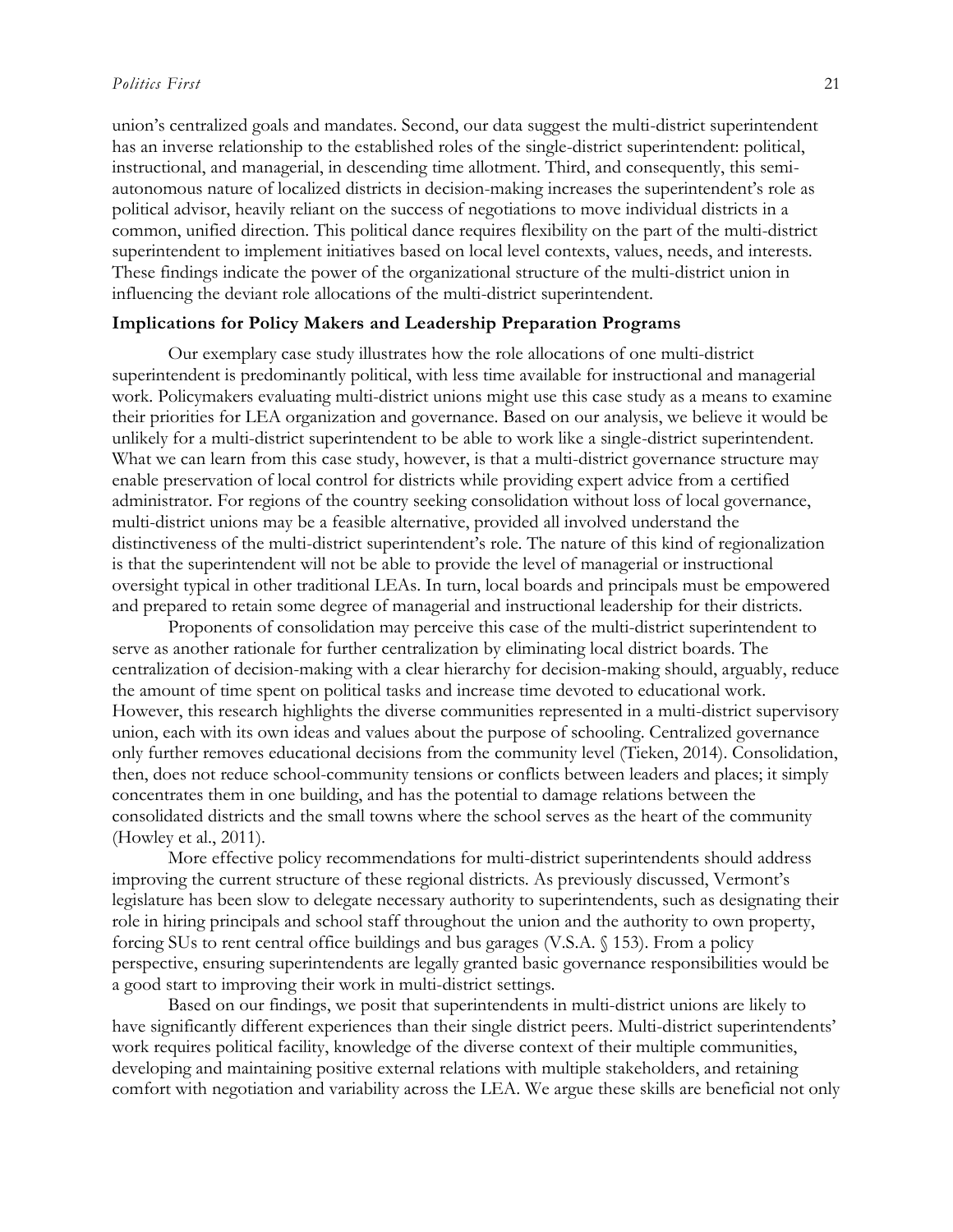union's centralized goals and mandates. Second, our data suggest the multi-district superintendent has an inverse relationship to the established roles of the single-district superintendent: political, instructional, and managerial, in descending time allotment. Third, and consequently, this semi-autonomous nature of localized districts in decision-making increases the superintendent's role as political advisor, heavily reliant on the success of negotiations to move individual districts in a common, unified direction. This political dance requires flexibility on the part of the multi-district superintendent to implement initiatives based on local level contexts, values, needs, and interests. These findings indicate the power of the organizational structure of the multi-district union in influencing the deviant role allocations of the multi-district superintendent.

### Implications for Policy Makers and Leadership Preparation Programs

Our exemplary case study illustrates how the role allocations of one multi-district superintendent is predominantly political, with less time available for instructional and managerial work. Policymakers evaluating multi-district unions might use this case study as a means to examine their priorities for LEA organization and governance. Based on our analysis, we believe it would be unlikely for a multi-district superintendent to be able to work like a single-district superintendent. What we can learn from this case study, however, is that a multi-district governance structure may enable preservation of local control for districts while providing expert advice from a certified administrator. For regions of the country seeking consolidation without loss of local governance, multi-district unions may be a feasible alternative, provided all involved understand the distinctiveness of the multi-district superintendent's role. The nature of this kind of regionalization is that the superintendent will not be able to provide the level of managerial or instructional oversight typical in other traditional LEAs. In turn, local boards and principals must be empowered and prepared to retain some degree of managerial and instructional leadership for their districts.

Proponents of consolidation may perceive this case of the multi-district superintendent to serve as another rationale for further centralization by eliminating local district boards. The centralization of decision-making with a clear hierarchy for decision-making should, arguably, reduce the amount of time spent on political tasks and increase time devoted to educational work. However, this research highlights the diverse communities represented in a multi-district supervisory union, each with its own ideas and values about the purpose of schooling. Centralized governance only further removes educational decisions from the community level (Tieken, 2014). Consolidation, then, does not reduce school-community tensions or conflicts between leaders and places; it simply concentrates them in one building, and has the potential to damage relations between the consolidated districts and the small towns where the school serves as the heart of the community (Howley et al., 2011).

More effective policy recommendations for multi-district superintendents should address improving the current structure of these regional districts. As previously discussed, Vermont's legislature has been slow to delegate necessary authority to superintendents, such as designating their role in hiring principals and school staff throughout the union and the authority to own property, forcing SUs to rent central office buildings and bus garages (V.S.A. § 153). From a policy perspective, ensuring superintendents are legally granted basic governance responsibilities would be a good start to improving their work in multi-district settings.

Based on our findings, we posit that superintendents in multi-district unions are likely to have significantly different experiences than their single district peers. Multi-district superintendents' work requires political facility, knowledge of the diverse context of their multiple communities, developing and maintaining positive external relations with multiple stakeholders, and retaining comfort with negotiation and variability across the LEA. We argue these skills are beneficial not only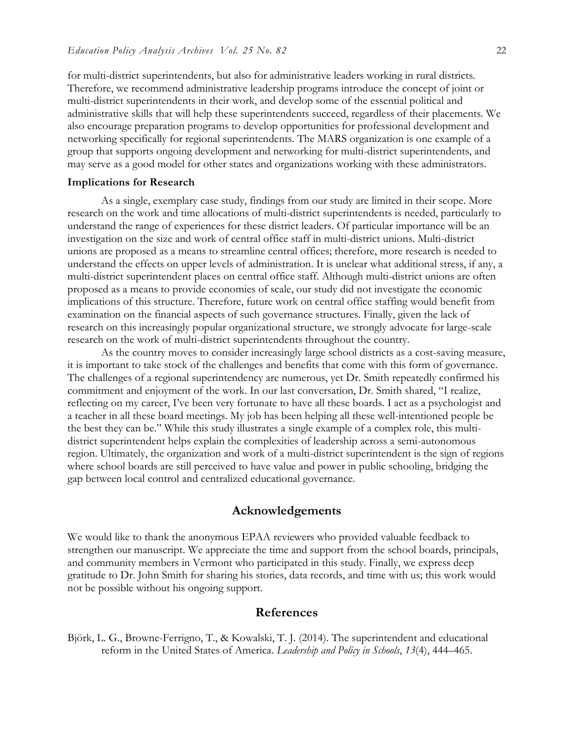for multi-district superintendents, but also for administrative leaders working in rural districts. Therefore, we recommend administrative leadership programs introduce the concept of joint or multi-district superintendents in their work, and develop some of the essential political and administrative skills that will help these superintendents succeed, regardless of their placements. We also encourage preparation programs to develop opportunities for professional development and networking specifically for regional superintendents. The MARS organization is one example of a group that supports ongoing development and networking for multi-district superintendents, and may serve as a good model for other states and organizations working with these administrators.

### Implications for Research

As a single, exemplary case study, findings from our study are limited in their scope. More research on the work and time allocations of multi-district superintendents is needed, particularly to understand the range of experiences for these district leaders. Of particular importance will be an investigation on the size and work of central office staff in multi-district unions. Multi-district unions are proposed as a means to streamline central offices; therefore, more research is needed to understand the effects on upper levels of administration. It is unclear what additional stress, if any, a multi-district superintendent places on central office staff. Although multi-district unions are often proposed as a means to provide economies of scale, our study did not investigate the economic implications of this structure. Therefore, future work on central office staffing would benefit from examination on the financial aspects of such governance structures. Finally, given the lack of research on this increasingly popular organizational structure, we strongly advocate for large-scale research on the work of multi-district superintendents throughout the country.

As the country moves to consider increasingly large school districts as a cost-saving measure, it is important to take stock of the challenges and benefits that come with this form of governance. The challenges of a regional superintendency are numerous, yet Dr. Smith repeatedly confirmed his commitment and enjoyment of the work. In our last conversation, Dr. Smith shared, "I realize, reflecting on my career, I've been very fortunate to have all these boards. I act as a psychologist and a teacher in all these board meetings. My job has been helping all these well-intentioned people be the best they can be." While this study illustrates a single example of a complex role, this multi-district superintendent helps explain the complexities of leadership across a semi-autonomous region. Ultimately, the organization and work of a multi-district superintendent is the sign of regions where school boards are still perceived to have value and power in public schooling, bridging the gap between local control and centralized educational governance.

## Acknowledgements

We would like to thank the anonymous EPAA reviewers who provided valuable feedback to strengthen our manuscript. We appreciate the time and support from the school boards, principals, and community members in Vermont who participated in this study. Finally, we express deep gratitude to Dr. John Smith for sharing his stories, data records, and time with us; this work would not be possible without his ongoing support.

## References

Björk, L. G., Browne-Ferrigno, T., & Kowalski, T. J. (2014). The superintendent and educational reform in the United States of America. *Leadership and Policy in Schools*, *13*(4), 444–465.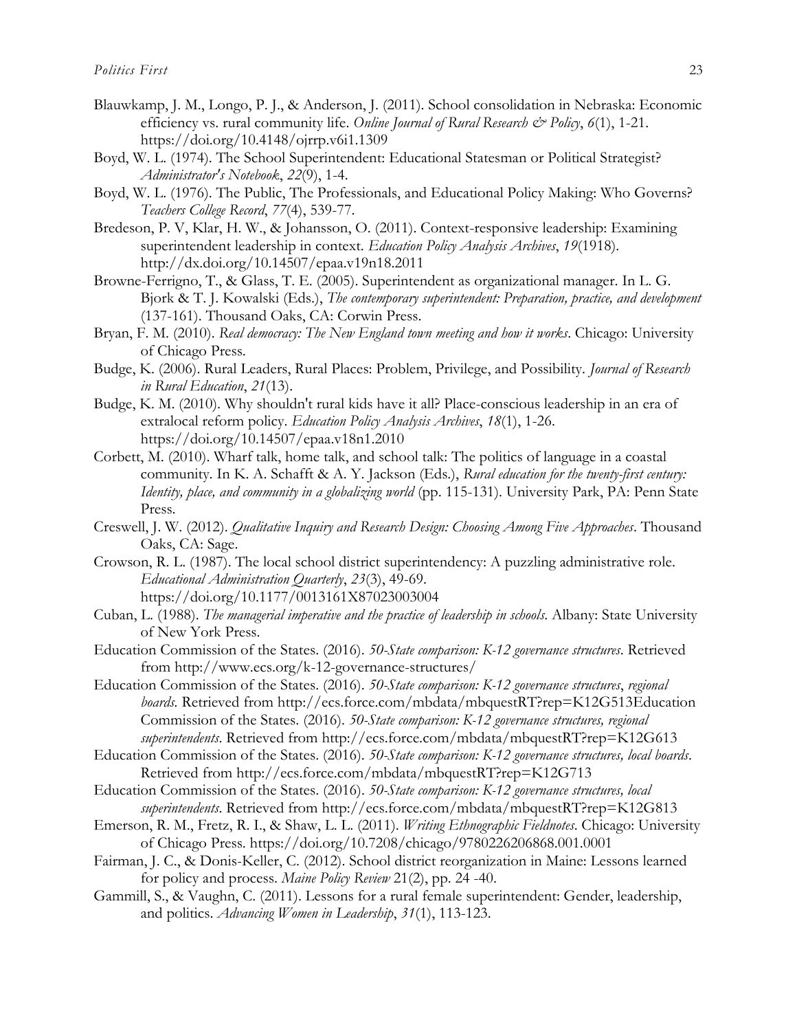Blauwkamp, J. M., Longo, P. J., & Anderson, J. (2011). School consolidation in Nebraska: Economic efficiency vs. rural community life. *Online Journal of Rural Research & Policy*, *6*(1), 1-21. https://doi.org/10.4148/ojrrp.v6i1.1309

Boyd, W. L. (1974). The School Superintendent: Educational Statesman or Political Strategist? *Administrator's Notebook*, *22*(9), 1-4.

Boyd, W. L. (1976). The Public, The Professionals, and Educational Policy Making: Who Governs? *Teachers College Record*, *77*(4), 539-77.

Bredeson, P. V, Klar, H. W., & Johansson, O. (2011). Context-responsive leadership: Examining superintendent leadership in context. *Education Policy Analysis Archives*, *19*(1918). http://dx.doi.org/10.14507/epaa.v19n18.2011

Browne-Ferrigno, T., & Glass, T. E. (2005). Superintendent as organizational manager. In L. G. Bjork & T. J. Kowalski (Eds.), *The contemporary superintendent: Preparation, practice, and development* (137-161). Thousand Oaks, CA: Corwin Press.

Bryan, F. M. (2010). *Real democracy: The New England town meeting and how it works*. Chicago: University of Chicago Press.

Budge, K. (2006). Rural Leaders, Rural Places: Problem, Privilege, and Possibility. *Journal of Research in Rural Education*, *21*(13).

Budge, K. M. (2010). Why shouldn't rural kids have it all? Place-conscious leadership in an era of extralocal reform policy. *Education Policy Analysis Archives*, *18*(1), 1-26. https://doi.org/10.14507/epaa.v18n1.2010

Corbett, M. (2010). Wharf talk, home talk, and school talk: The politics of language in a coastal community. In K. A. Schafft & A. Y. Jackson (Eds.), *Rural education for the twenty-first century: Identity, place, and community in a globalizing world* (pp. 115-131). University Park, PA: Penn State Press.

Creswell, J. W. (2012). *Qualitative Inquiry and Research Design: Choosing Among Five Approaches*. Thousand Oaks, CA: Sage.

Crowson, R. L. (1987). The local school district superintendency: A puzzling administrative role. *Educational Administration Quarterly*, *23*(3), 49-69. https://doi.org/10.1177/0013161X87023003004

Cuban, L. (1988). *The managerial imperative and the practice of leadership in schools*. Albany: State University of New York Press.

Education Commission of the States. (2016). *50-State comparison: K-12 governance structures*. Retrieved from http://www.ecs.org/k-12-governance-structures/

Education Commission of the States. (2016). *50-State comparison: K-12 governance structures*, *regional boards*. Retrieved from http://ecs.force.com/mbdata/mbquestRT?rep=K12G513Education Commission of the States. (2016). *50-State comparison: K-12 governance structures, regional superintendents*. Retrieved from http://ecs.force.com/mbdata/mbquestRT?rep=K12G613

Education Commission of the States. (2016). *50-State comparison: K-12 governance structures, local boards*. Retrieved from http://ecs.force.com/mbdata/mbquestRT?rep=K12G713

Education Commission of the States. (2016). *50-State comparison: K-12 governance structures, local superintendents*. Retrieved from http://ecs.force.com/mbdata/mbquestRT?rep=K12G813

Emerson, R. M., Fretz, R. I., & Shaw, L. L. (2011). *Writing Ethnographic Fieldnotes*. Chicago: University of Chicago Press. https://doi.org/10.7208/chicago/9780226206868.001.0001

Fairman, J. C., & Donis-Keller, C. (2012). School district reorganization in Maine: Lessons learned for policy and process. *Maine Policy Review* 21(2), pp. 24 -40.

Gammill, S., & Vaughn, C. (2011). Lessons for a rural female superintendent: Gender, leadership, and politics. *Advancing Women in Leadership*, *31*(1), 113-123.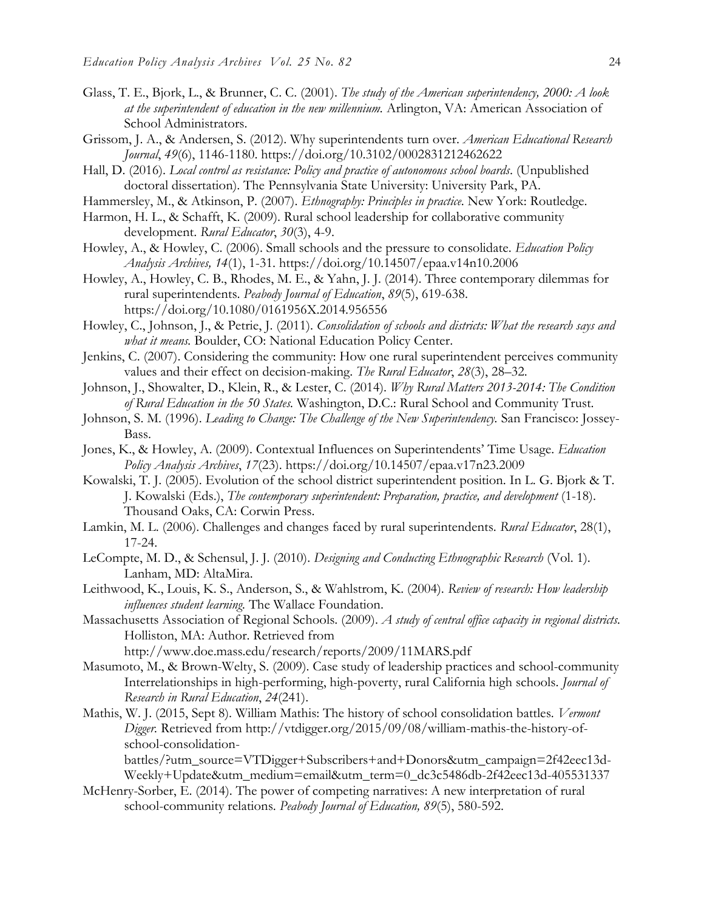Glass, T. E., Bjork, L., & Brunner, C. C. (2001). *The study of the American superintendency, 2000: A look at the superintendent of education in the new millennium.* Arlington, VA: American Association of School Administrators.

Grissom, J. A., & Andersen, S. (2012). Why superintendents turn over. *American Educational Research Journal*, *49*(6), 1146-1180. https://doi.org/10.3102/0002831212462622

Hall, D. (2016). *Local control as resistance: Policy and practice of autonomous school boards*. (Unpublished doctoral dissertation). The Pennsylvania State University: University Park, PA.

Hammersley, M., & Atkinson, P. (2007). *Ethnography: Principles in practice.* New York: Routledge.

Harmon, H. L., & Schafft, K. (2009). Rural school leadership for collaborative community development. *Rural Educator*, *30*(3), 4-9.

Howley, A., & Howley, C. (2006). Small schools and the pressure to consolidate. *Education Policy Analysis Archives, 14*(1), 1-31. https://doi.org/10.14507/epaa.v14n10.2006

Howley, A., Howley, C. B., Rhodes, M. E., & Yahn, J. J. (2014). Three contemporary dilemmas for rural superintendents. *Peabody Journal of Education*, *89*(5), 619-638. https://doi.org/10.1080/0161956X.2014.956556

Howley, C., Johnson, J., & Petrie, J. (2011). *Consolidation of schools and districts: What the research says and what it means.* Boulder, CO: National Education Policy Center.

Jenkins, C. (2007). Considering the community: How one rural superintendent perceives community values and their effect on decision-making. *The Rural Educator*, *28*(3), 28–32.

Johnson, J., Showalter, D., Klein, R., & Lester, C. (2014). *Why Rural Matters 2013-2014: The Condition of Rural Education in the 50 States.* Washington, D.C.: Rural School and Community Trust.

Johnson, S. M. (1996). *Leading to Change: The Challenge of the New Superintendency.* San Francisco: Jossey-Bass.

Jones, K., & Howley, A. (2009). Contextual Influences on Superintendents' Time Usage. *Education Policy Analysis Archives*, *17*(23). https://doi.org/10.14507/epaa.v17n23.2009

Kowalski, T. J. (2005). Evolution of the school district superintendent position. In L. G. Bjork & T. J. Kowalski (Eds.), *The contemporary superintendent: Preparation, practice, and development* (1-18). Thousand Oaks, CA: Corwin Press.

Lamkin, M. L. (2006). Challenges and changes faced by rural superintendents. *Rural Educator*, 28(1), 17-24.

LeCompte, M. D., & Schensul, J. J. (2010). *Designing and Conducting Ethnographic Research* (Vol. 1). Lanham, MD: AltaMira.

Leithwood, K., Louis, K. S., Anderson, S., & Wahlstrom, K. (2004). *Review of research: How leadership influences student learning.* The Wallace Foundation.

Massachusetts Association of Regional Schools. (2009). *A study of central office capacity in regional districts.* Holliston, MA: Author. Retrieved from http://www.doe.mass.edu/research/reports/2009/11MARS.pdf

Masumoto, M., & Brown-Welty, S. (2009). Case study of leadership practices and school-community Interrelationships in high-performing, high-poverty, rural California high schools. *Journal of Research in Rural Education*, *24*(241).

Mathis, W. J. (2015, Sept 8). William Mathis: The history of school consolidation battles. *Vermont Digger.* Retrieved from http://vtdigger.org/2015/09/08/william-mathis-the-history-of-school-consolidation-battles/?utm_source=VTDigger+Subscribers+and+Donors&utm_campaign=2f42eec13d-Weekly+Update&utm_medium=email&utm_term=0_dc3c5486db-2f42eec13d-405531337

McHenry-Sorber, E. (2014). The power of competing narratives: A new interpretation of rural school-community relations. *Peabody Journal of Education, 89*(5), 580-592.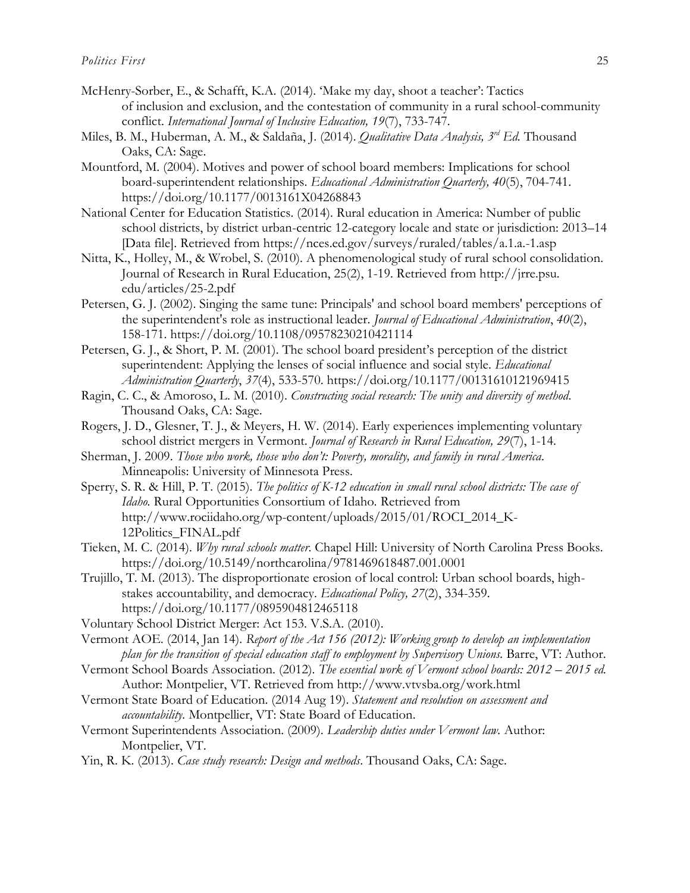McHenry-Sorber, E., & Schafft, K.A. (2014). 'Make my day, shoot a teacher': Tactics of inclusion and exclusion, and the contestation of community in a rural school-community conflict. *International Journal of Inclusive Education, 19*(7), 733-747.

Miles, B. M., Huberman, A. M., & Saldaña, J. (2014). *Qualitative Data Analysis, 3rd Ed.* Thousand Oaks, CA: Sage.

Mountford, M. (2004). Motives and power of school board members: Implications for school board-superintendent relationships. *Educational Administration Quarterly, 40*(5), 704-741. https://doi.org/10.1177/0013161X04268843

National Center for Education Statistics. (2014). Rural education in America: Number of public school districts, by district urban-centric 12-category locale and state or jurisdiction: 2013–14 [Data file]. Retrieved from https://nces.ed.gov/surveys/ruraled/tables/a.1.a.-1.asp

Nitta, K., Holley, M., & Wrobel, S. (2010). A phenomenological study of rural school consolidation. Journal of Research in Rural Education, 25(2), 1-19. Retrieved from http://jrre.psu.edu/articles/25-2.pdf

Petersen, G. J. (2002). Singing the same tune: Principals' and school board members' perceptions of the superintendent's role as instructional leader. *Journal of Educational Administration*, *40*(2), 158-171. https://doi.org/10.1108/09578230210421114

Petersen, G. J., & Short, P. M. (2001). The school board president's perception of the district superintendent: Applying the lenses of social influence and social style. *Educational Administration Quarterly*, *37*(4), 533-570. https://doi.org/10.1177/00131610121969415

Ragin, C. C., & Amoroso, L. M. (2010). *Constructing social research: The unity and diversity of method*. Thousand Oaks, CA: Sage.

Rogers, J. D., Glesner, T. J., & Meyers, H. W. (2014). Early experiences implementing voluntary school district mergers in Vermont. *Journal of Research in Rural Education, 29*(7), 1-14.

Sherman, J. 2009. *Those who work, those who don't: Poverty, morality, and family in rural America*. Minneapolis: University of Minnesota Press.

Sperry, S. R. & Hill, P. T. (2015). *The politics of K-12 education in small rural school districts: The case of Idaho.* Rural Opportunities Consortium of Idaho. Retrieved from http://www.rociidaho.org/wp-content/uploads/2015/01/ROCI_2014_K-12Politics_FINAL.pdf

Tieken, M. C. (2014). *Why rural schools matter*. Chapel Hill: University of North Carolina Press Books. https://doi.org/10.5149/northcarolina/9781469618487.001.0001

Trujillo, T. M. (2013). The disproportionate erosion of local control: Urban school boards, high-stakes accountability, and democracy. *Educational Policy, 27*(2), 334-359. https://doi.org/10.1177/0895904812465118

Voluntary School District Merger: Act 153. V.S.A. (2010).

Vermont AOE. (2014, Jan 14). *Report of the Act 156 (2012): Working group to develop an implementation plan for the transition of special education staff to employment by Supervisory Unions.* Barre, VT: Author.

Vermont School Boards Association. (2012). *The essential work of Vermont school boards: 2012 – 2015 ed.* Author: Montpelier, VT. Retrieved from http://www.vtvsba.org/work.html

Vermont State Board of Education. (2014 Aug 19). *Statement and resolution on assessment and accountability.* Montpellier, VT: State Board of Education.

Vermont Superintendents Association. (2009). *Leadership duties under Vermont law.* Author: Montpelier, VT.

Yin, R. K. (2013). *Case study research: Design and methods*. Thousand Oaks, CA: Sage.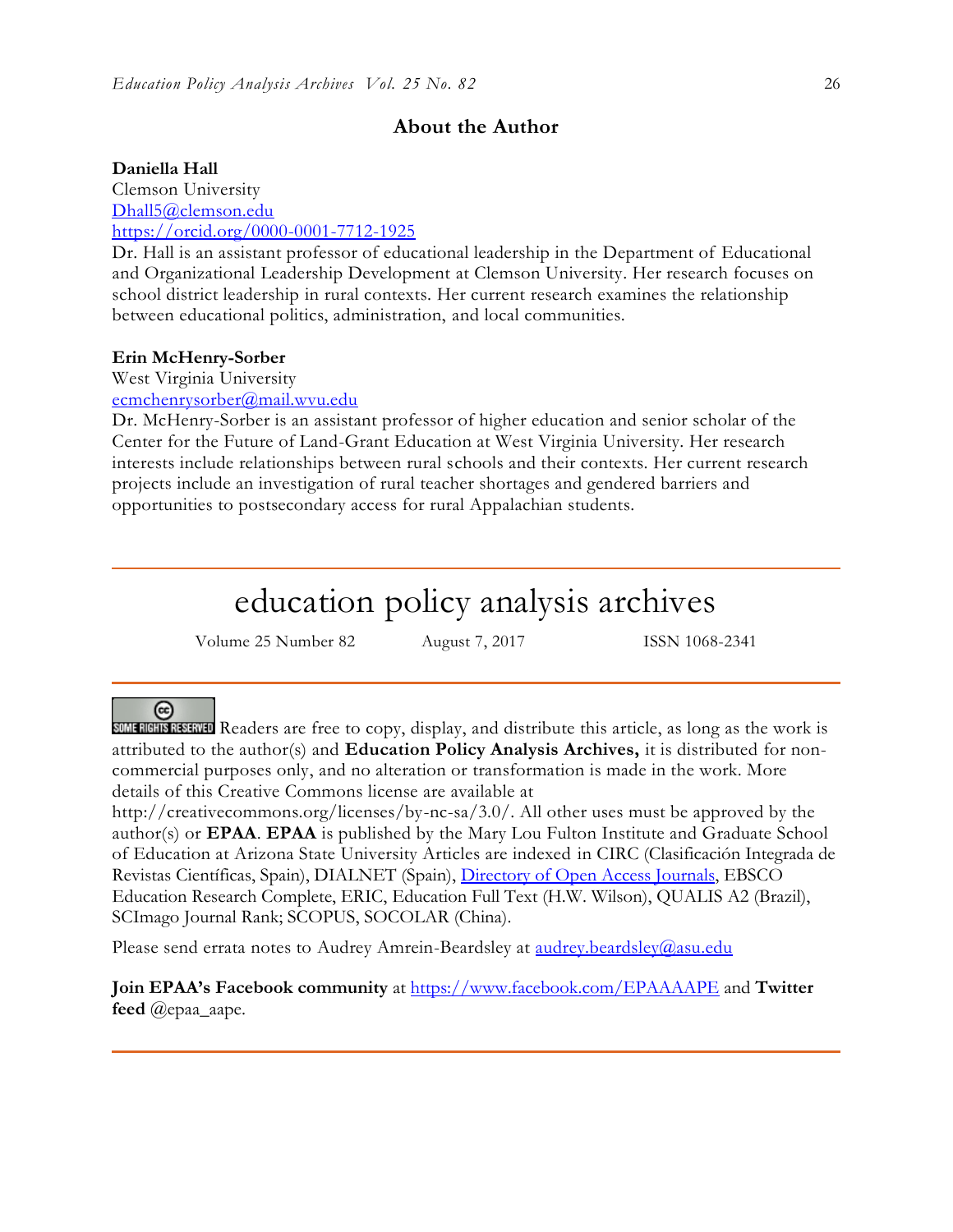## About the Author

**Daniella Hall**
Clemson University
Dhall5@clemson.edu
https://orcid.org/0000-0001-7712-1925
Dr. Hall is an assistant professor of educational leadership in the Department of Educational and Organizational Leadership Development at Clemson University. Her research focuses on school district leadership in rural contexts. Her current research examines the relationship between educational politics, administration, and local communities.

**Erin McHenry-Sorber**
West Virginia University
ecmchenrysorber@mail.wvu.edu
Dr. McHenry-Sorber is an assistant professor of higher education and senior scholar of the Center for the Future of Land-Grant Education at West Virginia University. Her research interests include relationships between rural schools and their contexts. Her current research projects include an investigation of rural teacher shortages and gendered barriers and opportunities to postsecondary access for rural Appalachian students.

---

# education policy analysis archives

Volume 25 Number 82 August 7, 2017 ISSN 1068-2341

---

SOME RIGHTS RESERVED Readers are free to copy, display, and distribute this article, as long as the work is attributed to the author(s) and **Education Policy Analysis Archives,** it is distributed for non-commercial purposes only, and no alteration or transformation is made in the work. More details of this Creative Commons license are available at http://creativecommons.org/licenses/by-nc-sa/3.0/. All other uses must be approved by the author(s) or **EPAA**. **EPAA** is published by the Mary Lou Fulton Institute and Graduate School of Education at Arizona State University Articles are indexed in CIRC (Clasificación Integrada de Revistas Científicas, Spain), DIALNET (Spain), Directory of Open Access Journals, EBSCO Education Research Complete, ERIC, Education Full Text (H.W. Wilson), QUALIS A2 (Brazil), SCImago Journal Rank; SCOPUS, SOCOLAR (China).

Please send errata notes to Audrey Amrein-Beardsley at audrey.beardsley@asu.edu

**Join EPAA's Facebook community** at https://www.facebook.com/EPAAAAPE and **Twitter feed** @epaa_aape.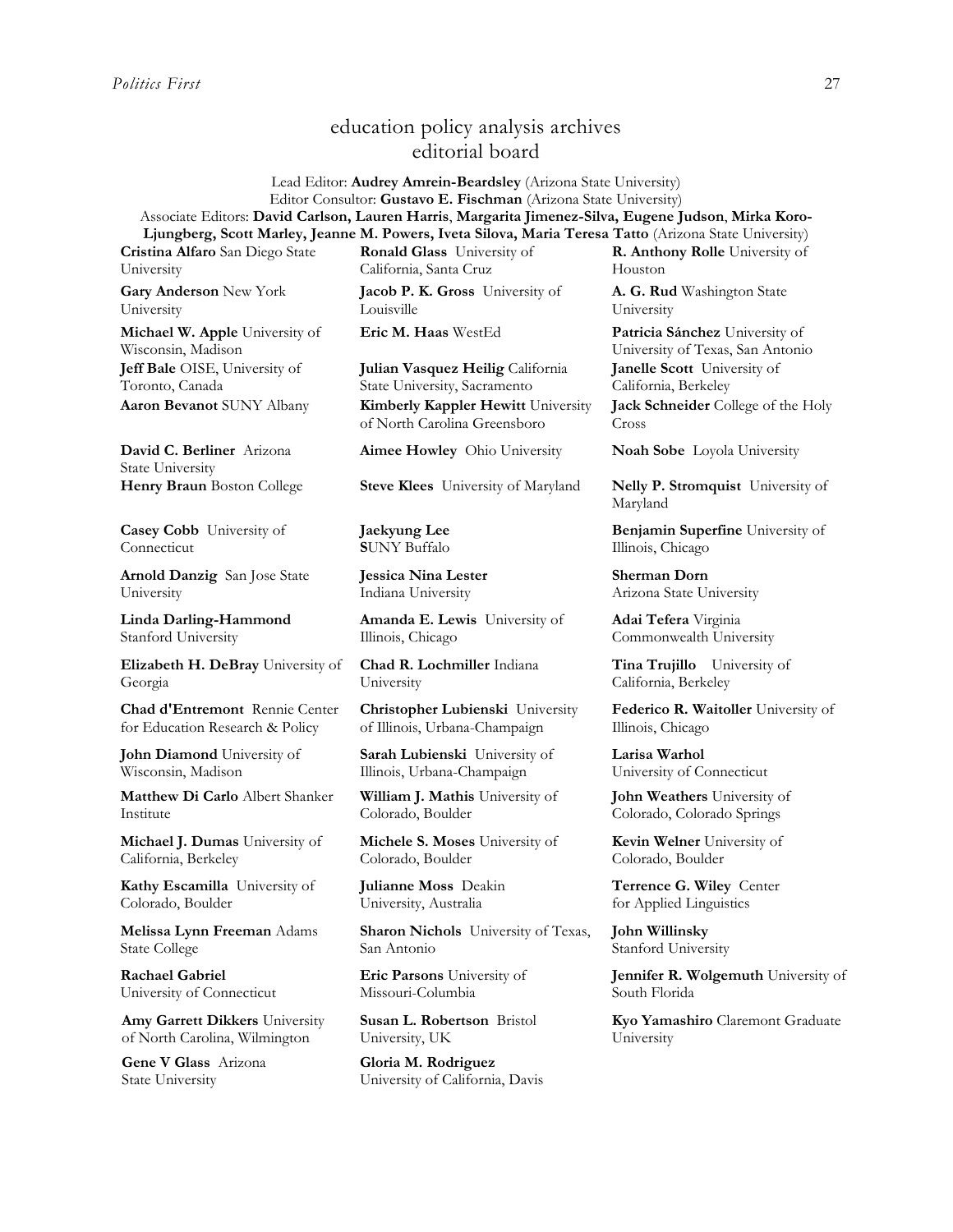# education policy analysis archives
## editorial board

Lead Editor: **Audrey Amrein-Beardsley** (Arizona State University)
Editor Consultor: **Gustavo E. Fischman** (Arizona State University)
Associate Editors: **David Carlson, Lauren Harris**, **Margarita Jimenez-Silva, Eugene Judson**, **Mirka Koro-Ljungberg, Scott Marley, Jeanne M. Powers, Iveta Silova, Maria Teresa Tatto** (Arizona State University)

**Cristina Alfaro** San Diego State University

**Gary Anderson** New York University

**Michael W. Apple** University of Wisconsin, Madison

**Jeff Bale** OISE, University of Toronto, Canada

**Aaron Bevanot** SUNY Albany

**David C. Berliner** Arizona State University

**Henry Braun** Boston College

**Casey Cobb** University of Connecticut

**Arnold Danzig** San Jose State University

**Linda Darling-Hammond** Stanford University

**Elizabeth H. DeBray** University of Georgia

**Chad d'Entremont** Rennie Center for Education Research & Policy

**John Diamond** University of Wisconsin, Madison

**Matthew Di Carlo** Albert Shanker Institute

**Michael J. Dumas** University of California, Berkeley

**Kathy Escamilla** University of Colorado, Boulder

**Melissa Lynn Freeman** Adams State College

**Rachael Gabriel** University of Connecticut

**Amy Garrett Dikkers** University of North Carolina, Wilmington

**Gene V Glass** Arizona State University

**Ronald Glass** University of California, Santa Cruz

**Jacob P. K. Gross** University of Louisville

**Eric M. Haas** WestEd

**Julian Vasquez Heilig** California State University, Sacramento

**Kimberly Kappler Hewitt** University of North Carolina Greensboro

**Aimee Howley** Ohio University

**Steve Klees** University of Maryland

**Jaekyung Lee** SUNY Buffalo

**Jessica Nina Lester** Indiana University

**Amanda E. Lewis** University of Illinois, Chicago

**Chad R. Lochmiller** Indiana University

**Christopher Lubienski** University of Illinois, Urbana-Champaign

**Sarah Lubienski** University of Illinois, Urbana-Champaign

**William J. Mathis** University of Colorado, Boulder

**Michele S. Moses** University of Colorado, Boulder

**Julianne Moss** Deakin University, Australia

**Sharon Nichols** University of Texas, San Antonio

**Eric Parsons** University of Missouri-Columbia

**Susan L. Robertson** Bristol University, UK

**Gloria M. Rodriguez** University of California, Davis

**R. Anthony Rolle** University of Houston

**A. G. Rud** Washington State University

**Patricia Sánchez** University of University of Texas, San Antonio

**Janelle Scott** University of California, Berkeley

**Jack Schneider** College of the Holy Cross

**Noah Sobe** Loyola University

**Nelly P. Stromquist** University of Maryland

**Benjamin Superfine** University of Illinois, Chicago

**Sherman Dorn** Arizona State University

**Adai Tefera** Virginia Commonwealth University

**Tina Trujillo** University of California, Berkeley

**Federico R. Waitoller** University of Illinois, Chicago

**Larisa Warhol** University of Connecticut

**John Weathers** University of Colorado, Colorado Springs

**Kevin Welner** University of Colorado, Boulder

**Terrence G. Wiley** Center for Applied Linguistics

**John Willinsky** Stanford University

**Jennifer R. Wolgemuth** University of South Florida

**Kyo Yamashiro** Claremont Graduate University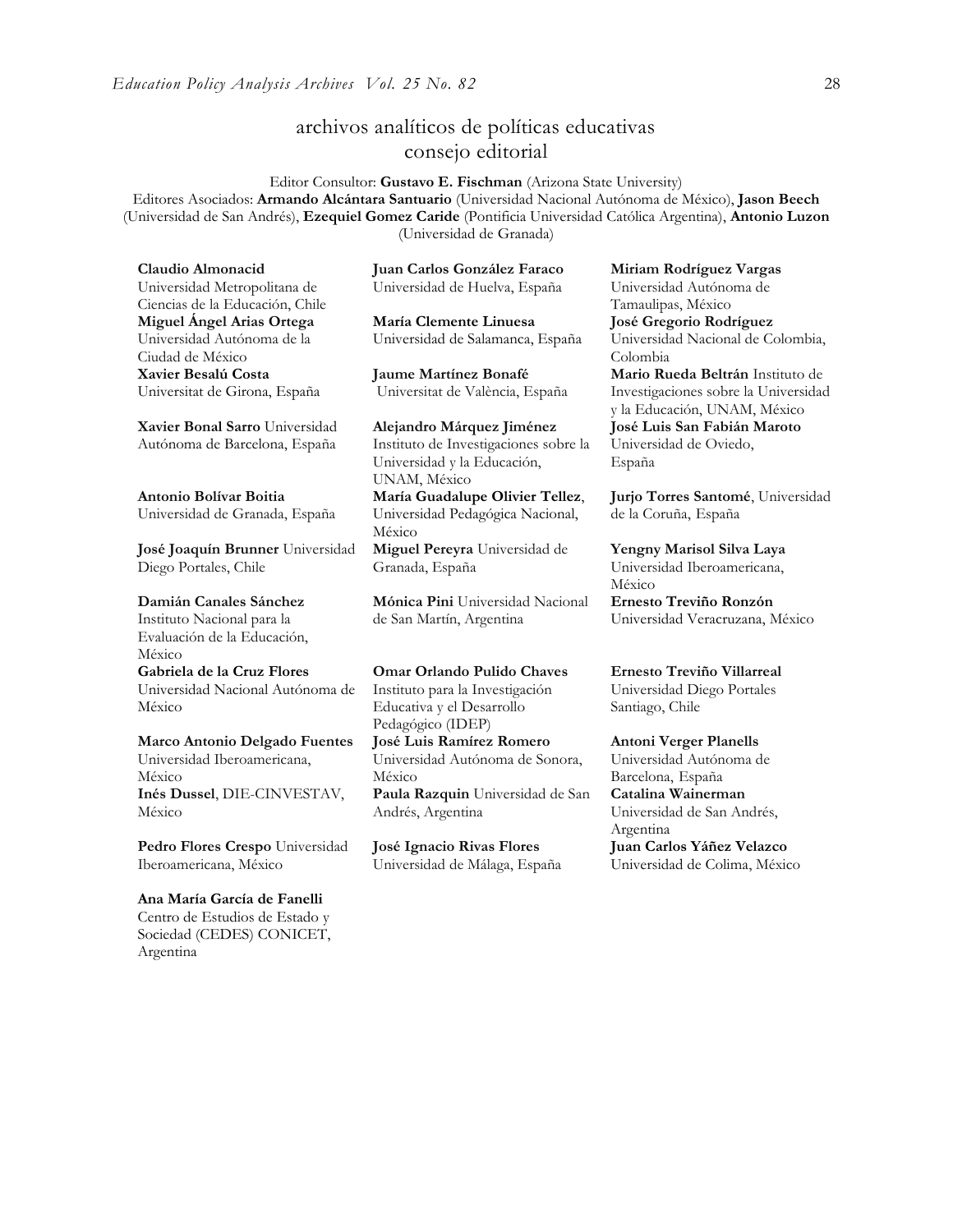# archivos analíticos de políticas educativas
## consejo editorial

Editor Consultor: **Gustavo E. Fischman** (Arizona State University)
Editores Asociados: **Armando Alcántara Santuario** (Universidad Nacional Autónoma de México), **Jason Beech** (Universidad de San Andrés), **Ezequiel Gomez Caride** (Pontificia Universidad Católica Argentina), **Antonio Luzon** (Universidad de Granada)

**Claudio Almonacid** Universidad Metropolitana de Ciencias de la Educación, Chile

**Miguel Ángel Arias Ortega** Universidad Autónoma de la Ciudad de México

**Xavier Besalú Costa** Universitat de Girona, España

**Xavier Bonal Sarro** Universidad Autónoma de Barcelona, España

**Antonio Bolívar Boitia** Universidad de Granada, España

**José Joaquín Brunner** Universidad Diego Portales, Chile

**Damián Canales Sánchez** Instituto Nacional para la Evaluación de la Educación, México

**Gabriela de la Cruz Flores** Universidad Nacional Autónoma de México

**Marco Antonio Delgado Fuentes** Universidad Iberoamericana, México

**Inés Dussel**, DIE-CINVESTAV, México

**Pedro Flores Crespo** Universidad Iberoamericana, México

**Ana María García de Fanelli** Centro de Estudios de Estado y Sociedad (CEDES) CONICET, Argentina

**Juan Carlos González Faraco** Universidad de Huelva, España

**María Clemente Linuesa** Universidad de Salamanca, España

**Jaume Martínez Bonafé** Universitat de València, España

**Alejandro Márquez Jiménez** Instituto de Investigaciones sobre la Universidad y la Educación, UNAM, México

**María Guadalupe Olivier Tellez**, Universidad Pedagógica Nacional, México

**Miguel Pereyra** Universidad de Granada, España

**Mónica Pini** Universidad Nacional de San Martín, Argentina

**Omar Orlando Pulido Chaves** Instituto para la Investigación Educativa y el Desarrollo Pedagógico (IDEP)

**José Luis Ramírez Romero** Universidad Autónoma de Sonora, México

**Paula Razquin** Universidad de San Andrés, Argentina

**José Ignacio Rivas Flores** Universidad de Málaga, España

**Miriam Rodríguez Vargas** Universidad Autónoma de Tamaulipas, México

**José Gregorio Rodríguez** Universidad Nacional de Colombia, Colombia

**Mario Rueda Beltrán** Instituto de Investigaciones sobre la Universidad y la Educación, UNAM, México

**José Luis San Fabián Maroto** Universidad de Oviedo, España

**Jurjo Torres Santomé**, Universidad de la Coruña, España

**Yengny Marisol Silva Laya** Universidad Iberoamericana, México

**Ernesto Treviño Ronzón** Universidad Veracruzana, México

**Ernesto Treviño Villarreal** Universidad Diego Portales Santiago, Chile

**Antoni Verger Planells** Universidad Autónoma de Barcelona, España

**Catalina Wainerman** Universidad de San Andrés, Argentina

**Juan Carlos Yáñez Velazco** Universidad de Colima, México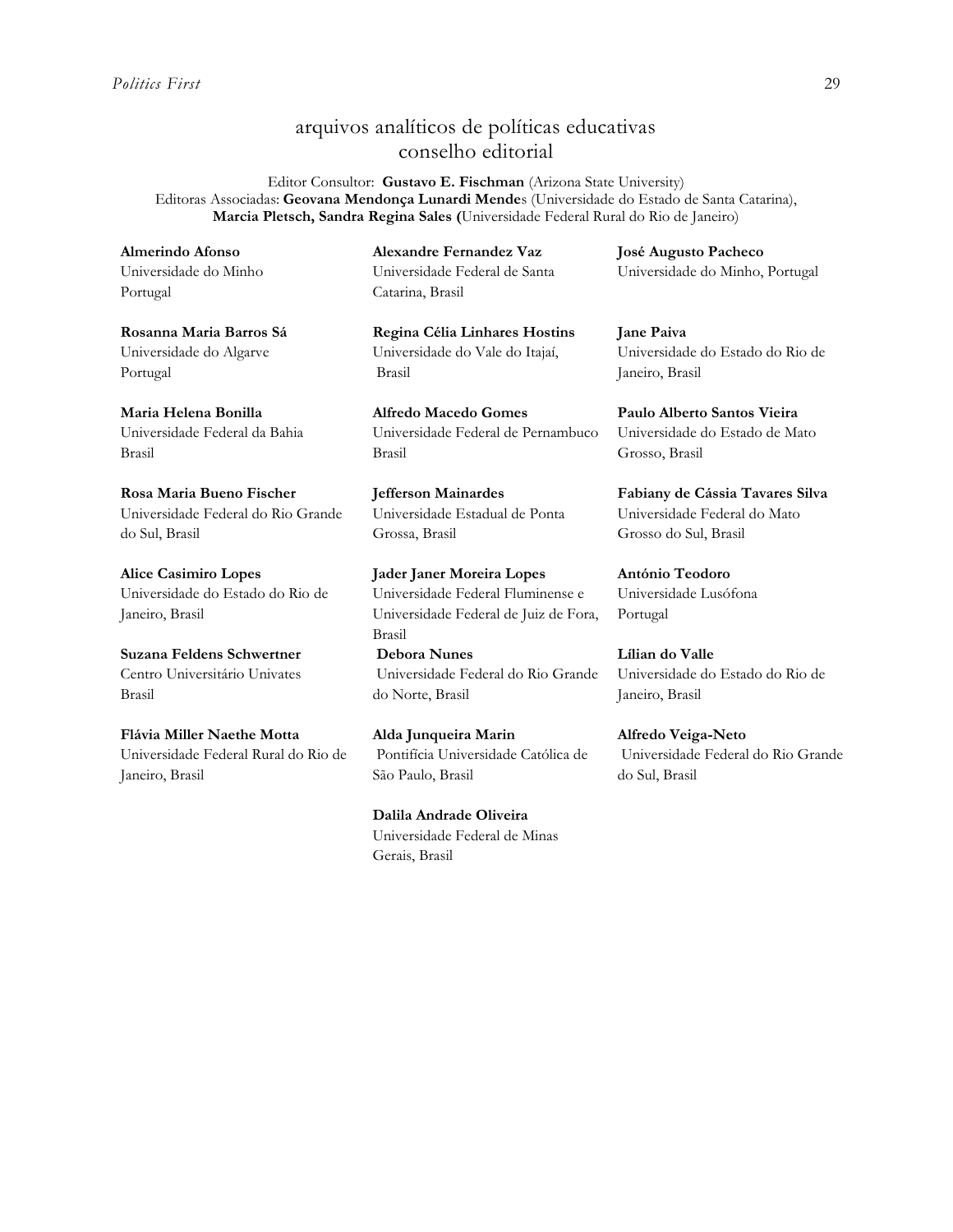## arquivos analíticos de políticas educativas
## conselho editorial

Editor Consultor: **Gustavo E. Fischman** (Arizona State University)
Editoras Associadas: **Geovana Mendonça Lunardi Mende**s (Universidade do Estado de Santa Catarina), **Marcia Pletsch, Sandra Regina Sales (**Universidade Federal Rural do Rio de Janeiro)

**Almerindo Afonso**
Universidade do Minho
Portugal

**Rosanna Maria Barros Sá**
Universidade do Algarve
Portugal

**Maria Helena Bonilla**
Universidade Federal da Bahia
Brasil

**Rosa Maria Bueno Fischer**
Universidade Federal do Rio Grande do Sul, Brasil

**Alice Casimiro Lopes**
Universidade do Estado do Rio de Janeiro, Brasil

**Suzana Feldens Schwertner**
Centro Universitário Univates
Brasil

**Flávia Miller Naethe Motta**
Universidade Federal Rural do Rio de Janeiro, Brasil

**Alexandre Fernandez Vaz**
Universidade Federal de Santa Catarina, Brasil

**Regina Célia Linhares Hostins**
Universidade do Vale do Itajaí, Brasil

**Alfredo Macedo Gomes**
Universidade Federal de Pernambuco
Brasil

**Jefferson Mainardes**
Universidade Estadual de Ponta Grossa, Brasil

**Jader Janer Moreira Lopes**
Universidade Federal Fluminense e Universidade Federal de Juiz de Fora, Brasil

**Debora Nunes**
Universidade Federal do Rio Grande do Norte, Brasil

**Alda Junqueira Marin**
Pontifícia Universidade Católica de São Paulo, Brasil

**Dalila Andrade Oliveira**
Universidade Federal de Minas Gerais, Brasil

**José Augusto Pacheco**
Universidade do Minho, Portugal

**Jane Paiva**
Universidade do Estado do Rio de Janeiro, Brasil

**Paulo Alberto Santos Vieira**
Universidade do Estado de Mato Grosso, Brasil

**Fabiany de Cássia Tavares Silva**
Universidade Federal do Mato Grosso do Sul, Brasil

**António Teodoro**
Universidade Lusófona
Portugal

**Lílian do Valle**
Universidade do Estado do Rio de Janeiro, Brasil

**Alfredo Veiga-Neto**
Universidade Federal do Rio Grande do Sul, Brasil